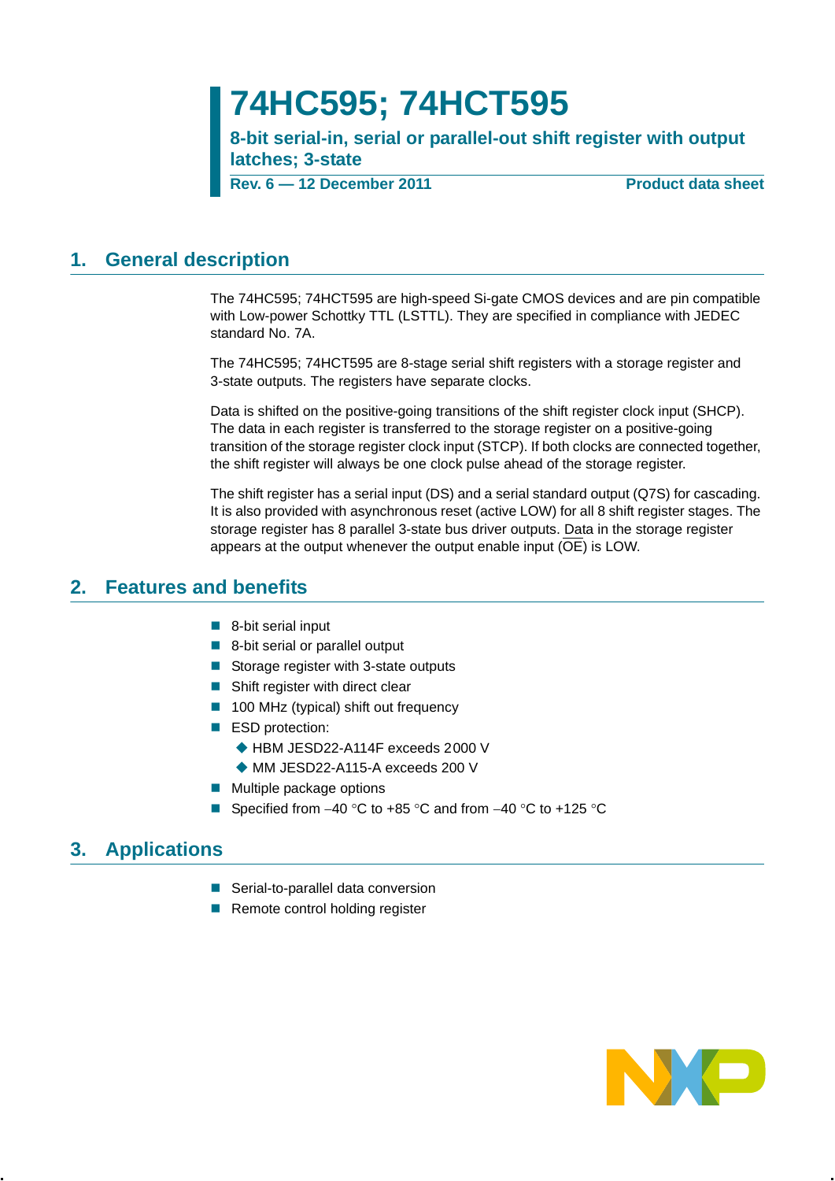# 74HC595; 74HCT595

**8-bit serial-in, serial or parallel-out shift register with output latches; 3-state**

**Rev. 6 — 12 December 2011** **Product data sheet**

## 1. General description

The 74HC595; 74HCT595 are high-speed Si-gate CMOS devices and are pin compatible with Low-power Schottky TTL (LSTTL). They are specified in compliance with JEDEC standard No. 7A.

The 74HC595; 74HCT595 are 8-stage serial shift registers with a storage register and 3-state outputs. The registers have separate clocks.

Data is shifted on the positive-going transitions of the shift register clock input (SHCP). The data in each register is transferred to the storage register on a positive-going transition of the storage register clock input (STCP). If both clocks are connected together, the shift register will always be one clock pulse ahead of the storage register.

The shift register has a serial input (DS) and a serial standard output (Q7S) for cascading. It is also provided with asynchronous reset (active LOW) for all 8 shift register stages. The storage register has 8 parallel 3-state bus driver outputs. Data in the storage register appears at the output whenever the output enable input ($\overline{OE}$) is LOW.

## 2. Features and benefits

- 8-bit serial input
- 8-bit serial or parallel output
- Storage register with 3-state outputs
- Shift register with direct clear
- 100 MHz (typical) shift out frequency
- ESD protection:
  - HBM JESD22-A114F exceeds 2000 V
  - MM JESD22-A115-A exceeds 200 V
- Multiple package options
- Specified from −40 °C to +85 °C and from −40 °C to +125 °C

## 3. Applications

- Serial-to-parallel data conversion
- Remote control holding register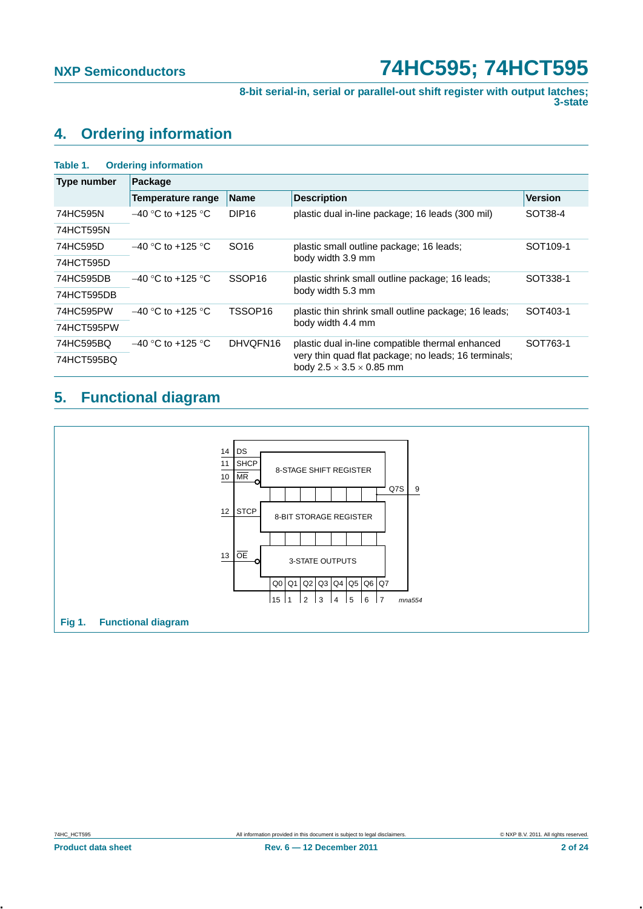## 4. Ordering information

**Table 1. Ordering information**

| Type number | Package | | | |
|---|---|---|---|---|
| | Temperature range | Name | Description | Version |
| 74HC595N | −40 °C to +125 °C | DIP16 | plastic dual in-line package; 16 leads (300 mil) | SOT38-4 |
| 74HCT595N | | | | |
| 74HC595D | −40 °C to +125 °C | SO16 | plastic small outline package; 16 leads; body width 3.9 mm | SOT109-1 |
| 74HCT595D | | | | |
| 74HC595DB | −40 °C to +125 °C | SSOP16 | plastic shrink small outline package; 16 leads; body width 5.3 mm | SOT338-1 |
| 74HCT595DB | | | | |
| 74HC595PW | −40 °C to +125 °C | TSSOP16 | plastic thin shrink small outline package; 16 leads; body width 4.4 mm | SOT403-1 |
| 74HCT595PW | | | | |
| 74HC595BQ | −40 °C to +125 °C | DHVQFN16 | plastic dual in-line compatible thermal enhanced very thin quad flat package; no leads; 16 terminals; body 2.5 × 3.5 × 0.85 mm | SOT763-1 |
| 74HCT595BQ | | | | |

## 5. Functional diagram

**Fig 1. Functional diagram**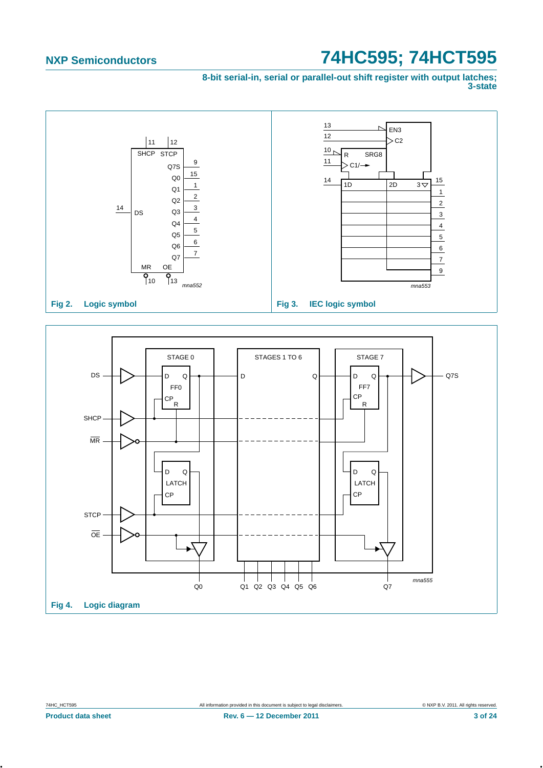Fig 2. Logic symbol

Fig 3. IEC logic symbol

Fig 4. Logic diagram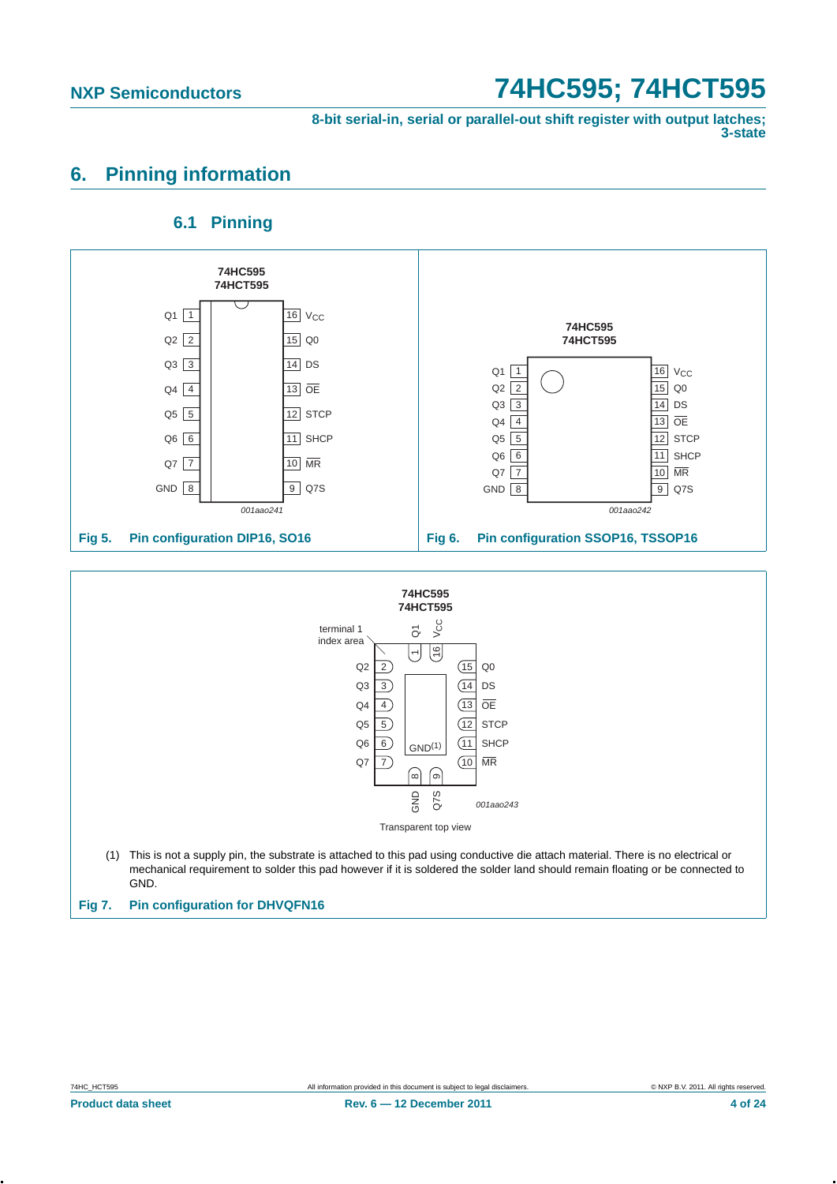## 6. Pinning information

### 6.1 Pinning

74HC595
74HCT595

| Pin | Name | Pin | Name |
|---|---|---|---|
| 1 | Q1 | 16 | $V_{CC}$ |
| 2 | Q2 | 15 | Q0 |
| 3 | Q3 | 14 | DS |
| 4 | Q4 | 13 | $\overline{OE}$ |
| 5 | Q5 | 12 | STCP |
| 6 | Q6 | 11 | SHCP |
| 7 | Q7 | 10 | $\overline{MR}$ |
| 8 | GND | 9 | Q7S |

001aao241

**Fig 5. Pin configuration DIP16, SO16**

74HC595
74HCT595

| Pin | Name | Pin | Name |
|---|---|---|---|
| 1 | Q1 | 16 | $V_{CC}$ |
| 2 | Q2 | 15 | Q0 |
| 3 | Q3 | 14 | DS |
| 4 | Q4 | 13 | $\overline{OE}$ |
| 5 | Q5 | 12 | STCP |
| 6 | Q6 | 11 | SHCP |
| 7 | Q7 | 10 | $\overline{MR}$ |
| 8 | GND | 9 | Q7S |

001aao242

**Fig 6. Pin configuration SSOP16, TSSOP16**

74HC595
74HCT595

terminal 1 index area

| Pin | Name | Pin | Name |
|---|---|---|---|
| 1 | Q1 | 16 | $V_{CC}$ |
| 2 | Q2 | 15 | Q0 |
| 3 | Q3 | 14 | DS |
| 4 | Q4 | 13 | $\overline{OE}$ |
| 5 | Q5 | 12 | STCP |
| 6 | Q6 | 11 | SHCP |
| 7 | Q7 | 10 | $\overline{MR}$ |
| 8 | GND | 9 | Q7S |

GND(1)

001aao243

Transparent top view

(1) This is not a supply pin, the substrate is attached to this pad using conductive die attach material. There is no electrical or mechanical requirement to solder this pad however if it is soldered the solder land should remain floating or be connected to GND.

**Fig 7. Pin configuration for DHVQFN16**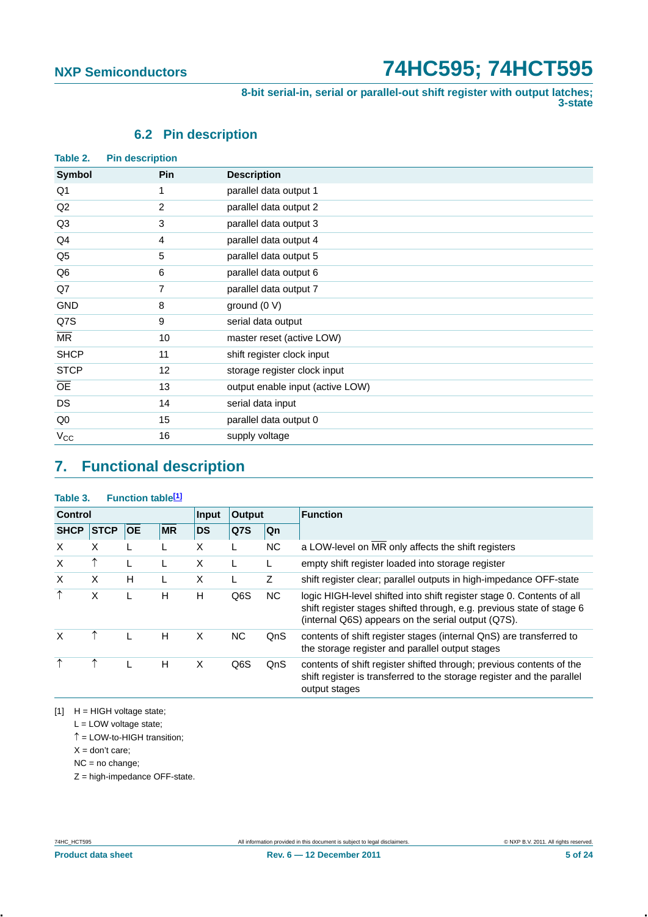### 6.2 Pin description

**Table 2. Pin description**

| Symbol | Pin | Description |
|---|---|---|
| Q1 | 1 | parallel data output 1 |
| Q2 | 2 | parallel data output 2 |
| Q3 | 3 | parallel data output 3 |
| Q4 | 4 | parallel data output 4 |
| Q5 | 5 | parallel data output 5 |
| Q6 | 6 | parallel data output 6 |
| Q7 | 7 | parallel data output 7 |
| GND | 8 | ground (0 V) |
| Q7S | 9 | serial data output |
| $\overline{MR}$ | 10 | master reset (active LOW) |
| SHCP | 11 | shift register clock input |
| STCP | 12 | storage register clock input |
| $\overline{OE}$ | 13 | output enable input (active LOW) |
| DS | 14 | serial data input |
| Q0 | 15 | parallel data output 0 |
| $V_{CC}$ | 16 | supply voltage |

## 7. Functional description

**Table 3. Function table[1]**

| Control | | | | Input | Output | | Function |
|---|---|---|---|---|---|---|---|
| SHCP | STCP | $\overline{OE}$ | $\overline{MR}$ | DS | Q7S | Qn | |
| X | X | L | L | X | L | NC | a LOW-level on $\overline{MR}$ only affects the shift registers |
| X | ↑ | L | L | X | L | L | empty shift register loaded into storage register |
| X | X | H | L | X | L | Z | shift register clear; parallel outputs in high-impedance OFF-state |
| ↑ | X | L | H | H | Q6S | NC | logic HIGH-level shifted into shift register stage 0. Contents of all shift register stages shifted through, e.g. previous state of stage 6 (internal Q6S) appears on the serial output (Q7S). |
| X | ↑ | L | H | X | NC | QnS | contents of shift register stages (internal QnS) are transferred to the storage register and parallel output stages |
| ↑ | ↑ | L | H | X | Q6S | QnS | contents of shift register shifted through; previous contents of the shift register is transferred to the storage register and the parallel output stages |

[1] H = HIGH voltage state;
L = LOW voltage state;
↑ = LOW-to-HIGH transition;
X = don't care;
NC = no change;
Z = high-impedance OFF-state.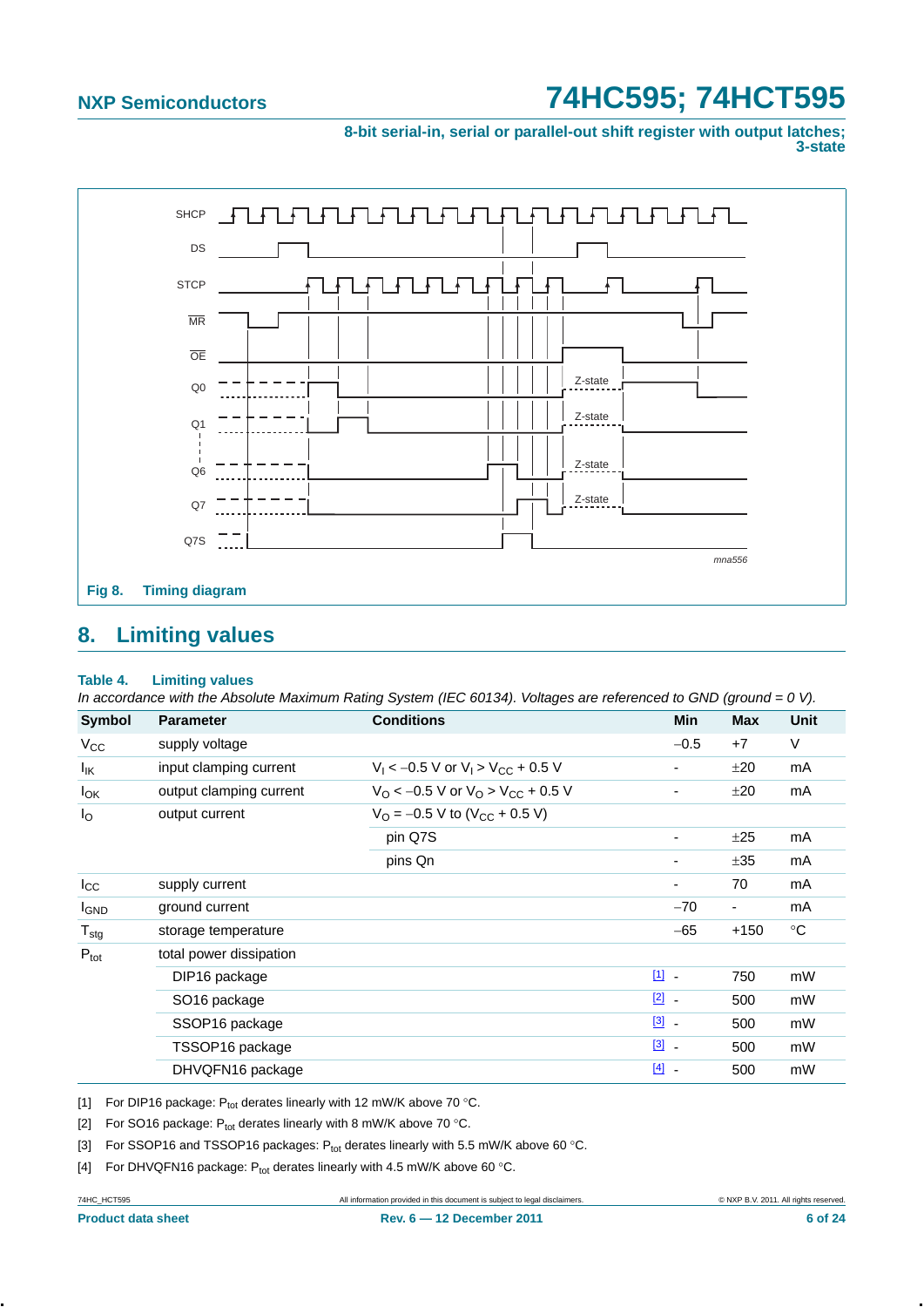Fig 8. Timing diagram

## 8. Limiting values

**Table 4. Limiting values**

*In accordance with the Absolute Maximum Rating System (IEC 60134). Voltages are referenced to GND (ground = 0 V).*

| Symbol | Parameter | Conditions | Min | Max | Unit |
|---|---|---|---|---|---|
| $V_{CC}$ | supply voltage | | −0.5 | +7 | V |
| $I_{IK}$ | input clamping current | $V_I < -0.5$ V or $V_I > V_{CC} + 0.5$ V | - | ±20 | mA |
| $I_{OK}$ | output clamping current | $V_O < -0.5$ V or $V_O > V_{CC} + 0.5$ V | - | ±20 | mA |
| $I_O$ | output current | $V_O = -0.5$ V to ($V_{CC}$ + 0.5 V) | | | |
| | | pin Q7S | - | ±25 | mA |
| | | pins Qn | - | ±35 | mA |
| $I_{CC}$ | supply current | | - | 70 | mA |
| $I_{GND}$ | ground current | | −70 | - | mA |
| $T_{stg}$ | storage temperature | | −65 | +150 | °C |
| $P_{tot}$ | total power dissipation | | | | |
| | DIP16 package | [1] | - | 750 | mW |
| | SO16 package | [2] | - | 500 | mW |
| | SSOP16 package | [3] | - | 500 | mW |
| | TSSOP16 package | [3] | - | 500 | mW |
| | DHVQFN16 package | [4] | - | 500 | mW |

[1] For DIP16 package: $P_{tot}$ derates linearly with 12 mW/K above 70 °C.

[2] For SO16 package: $P_{tot}$ derates linearly with 8 mW/K above 70 °C.

[3] For SSOP16 and TSSOP16 packages: $P_{tot}$ derates linearly with 5.5 mW/K above 60 °C.

[4] For DHVQFN16 package: $P_{tot}$ derates linearly with 4.5 mW/K above 60 °C.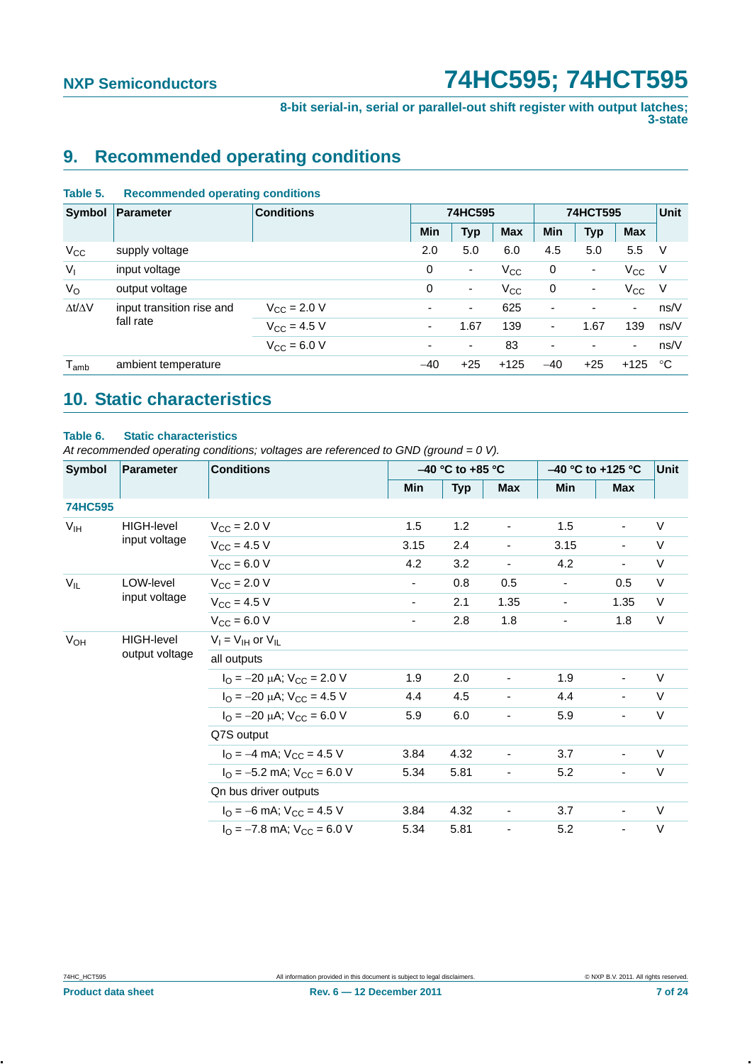## 9. Recommended operating conditions

**Table 5. Recommended operating conditions**

| Symbol | Parameter | Conditions | 74HC595 | | | 74HCT595 | | | Unit |
|---|---|---|---|---|---|---|---|---|---|
| | | | Min | Typ | Max | Min | Typ | Max | |
| $V_{CC}$ | supply voltage | | 2.0 | 5.0 | 6.0 | 4.5 | 5.0 | 5.5 | V |
| $V_I$ | input voltage | | 0 | - | $V_{CC}$ | 0 | - | $V_{CC}$ | V |
| $V_O$ | output voltage | | 0 | - | $V_{CC}$ | 0 | - | $V_{CC}$ | V |
| $\Delta t/\Delta V$ | input transition rise and fall rate | $V_{CC}$ = 2.0 V | - | - | 625 | - | - | - | ns/V |
| | | $V_{CC}$ = 4.5 V | - | 1.67 | 139 | - | 1.67 | 139 | ns/V |
| | | $V_{CC}$ = 6.0 V | - | - | 83 | - | - | - | ns/V |
| $T_{amb}$ | ambient temperature | | −40 | +25 | +125 | −40 | +25 | +125 | °C |

## 10. Static characteristics

**Table 6. Static characteristics**

*At recommended operating conditions; voltages are referenced to GND (ground = 0 V).*

| Symbol | Parameter | Conditions | −40 °C to +85 °C | | | −40 °C to +125 °C | | Unit |
|---|---|---|---|---|---|---|---|---|
| | | | Min | Typ | Max | Min | Max | |
| **74HC595** | | | | | | | | |
| $V_{IH}$ | HIGH-level input voltage | $V_{CC}$ = 2.0 V | 1.5 | 1.2 | - | 1.5 | - | V |
| | | $V_{CC}$ = 4.5 V | 3.15 | 2.4 | - | 3.15 | - | V |
| | | $V_{CC}$ = 6.0 V | 4.2 | 3.2 | - | 4.2 | - | V |
| $V_{IL}$ | LOW-level input voltage | $V_{CC}$ = 2.0 V | - | 0.8 | 0.5 | - | 0.5 | V |
| | | $V_{CC}$ = 4.5 V | - | 2.1 | 1.35 | - | 1.35 | V |
| | | $V_{CC}$ = 6.0 V | - | 2.8 | 1.8 | - | 1.8 | V |
| $V_{OH}$ | HIGH-level output voltage | $V_I$ = $V_{IH}$ or $V_{IL}$ | | | | | | |
| | | all outputs | | | | | | |
| | | $I_O$ = −20 μA; $V_{CC}$ = 2.0 V | 1.9 | 2.0 | - | 1.9 | - | V |
| | | $I_O$ = −20 μA; $V_{CC}$ = 4.5 V | 4.4 | 4.5 | - | 4.4 | - | V |
| | | $I_O$ = −20 μA; $V_{CC}$ = 6.0 V | 5.9 | 6.0 | - | 5.9 | - | V |
| | | Q7S output | | | | | | |
| | | $I_O$ = −4 mA; $V_{CC}$ = 4.5 V | 3.84 | 4.32 | - | 3.7 | - | V |
| | | $I_O$ = −5.2 mA; $V_{CC}$ = 6.0 V | 5.34 | 5.81 | - | 5.2 | - | V |
| | | Qn bus driver outputs | | | | | | |
| | | $I_O$ = −6 mA; $V_{CC}$ = 4.5 V | 3.84 | 4.32 | - | 3.7 | - | V |
| | | $I_O$ = −7.8 mA; $V_{CC}$ = 6.0 V | 5.34 | 5.81 | - | 5.2 | - | V |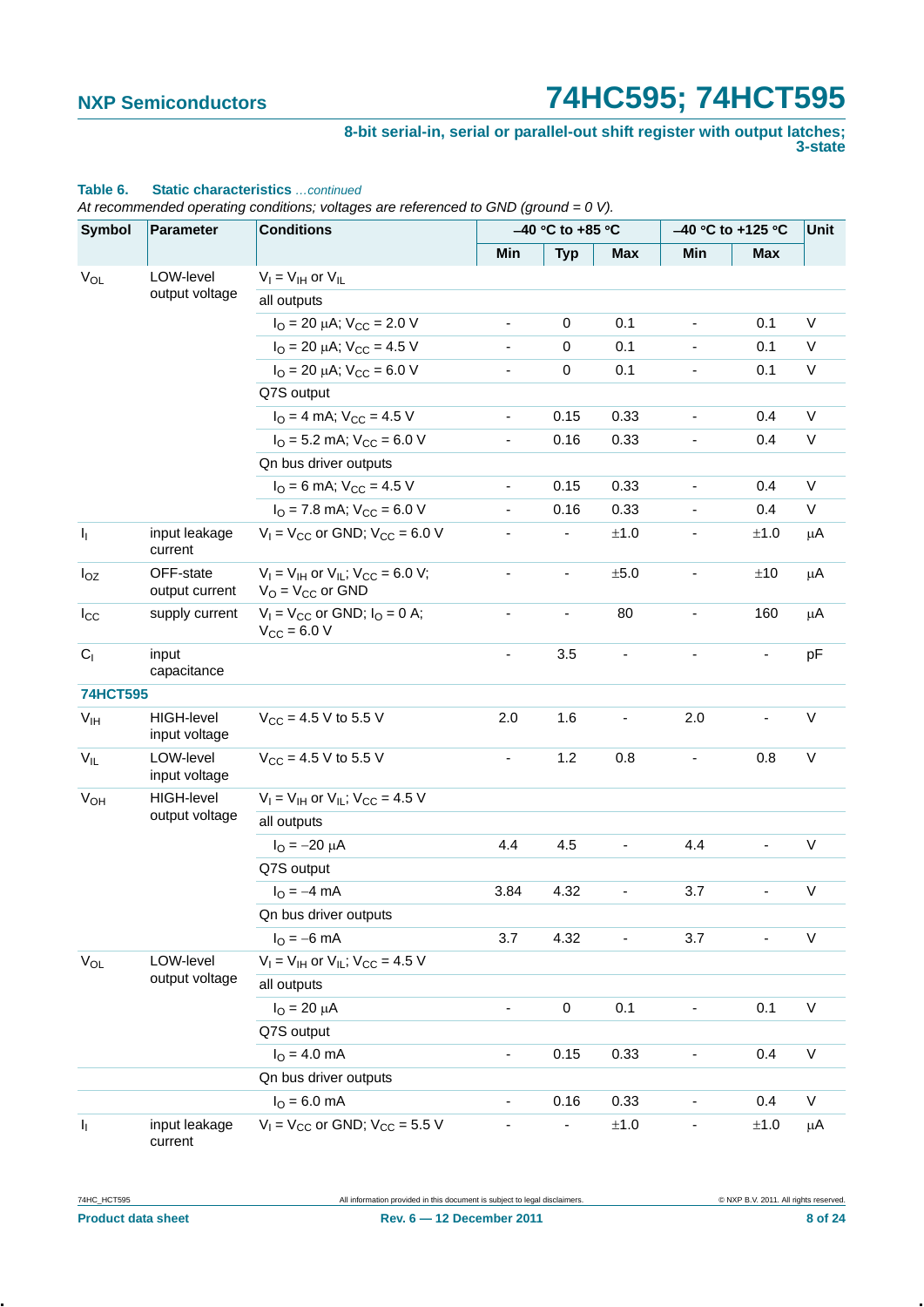**Table 6. Static characteristics** *...continued*

*At recommended operating conditions; voltages are referenced to GND (ground = 0 V).*

| Symbol | Parameter | Conditions | −40 °C to +85 °C | | | −40 °C to +125 °C | | Unit |
|---|---|---|---|---|---|---|---|---|
| | | | Min | Typ | Max | Min | Max | |
| $V_{OL}$ | LOW-level output voltage | $V_I = V_{IH}$ or $V_{IL}$ | | | | | | |
| | | all outputs | | | | | | |
| | | $I_O = 20\ \mu A$; $V_{CC} = 2.0$ V | - | 0 | 0.1 | - | 0.1 | V |
| | | $I_O = 20\ \mu A$; $V_{CC} = 4.5$ V | - | 0 | 0.1 | - | 0.1 | V |
| | | $I_O = 20\ \mu A$; $V_{CC} = 6.0$ V | - | 0 | 0.1 | - | 0.1 | V |
| | | Q7S output | | | | | | |
| | | $I_O = 4$ mA; $V_{CC} = 4.5$ V | - | 0.15 | 0.33 | - | 0.4 | V |
| | | $I_O = 5.2$ mA; $V_{CC} = 6.0$ V | - | 0.16 | 0.33 | - | 0.4 | V |
| | | Qn bus driver outputs | | | | | | |
| | | $I_O = 6$ mA; $V_{CC} = 4.5$ V | - | 0.15 | 0.33 | - | 0.4 | V |
| | | $I_O = 7.8$ mA; $V_{CC} = 6.0$ V | - | 0.16 | 0.33 | - | 0.4 | V |
| $I_I$ | input leakage current | $V_I = V_{CC}$ or GND; $V_{CC} = 6.0$ V | - | - | ±1.0 | - | ±1.0 | μA |
| $I_{OZ}$ | OFF-state output current | $V_I = V_{IH}$ or $V_{IL}$; $V_{CC} = 6.0$ V; $V_O = V_{CC}$ or GND | - | - | ±5.0 | - | ±10 | μA |
| $I_{CC}$ | supply current | $V_I = V_{CC}$ or GND; $I_O = 0$ A; $V_{CC} = 6.0$ V | - | - | 80 | - | 160 | μA |
| $C_I$ | input capacitance | | - | 3.5 | - | - | - | pF |
| **74HCT595** | | | | | | | | |
| $V_{IH}$ | HIGH-level input voltage | $V_{CC} = 4.5$ V to 5.5 V | 2.0 | 1.6 | - | 2.0 | - | V |
| $V_{IL}$ | LOW-level input voltage | $V_{CC} = 4.5$ V to 5.5 V | - | 1.2 | 0.8 | - | 0.8 | V |
| $V_{OH}$ | HIGH-level output voltage | $V_I = V_{IH}$ or $V_{IL}$; $V_{CC} = 4.5$ V | | | | | | |
| | | all outputs | | | | | | |
| | | $I_O = -20\ \mu A$ | 4.4 | 4.5 | - | 4.4 | - | V |
| | | Q7S output | | | | | | |
| | | $I_O = -4$ mA | 3.84 | 4.32 | - | 3.7 | - | V |
| | | Qn bus driver outputs | | | | | | |
| | | $I_O = -6$ mA | 3.7 | 4.32 | - | 3.7 | - | V |
| $V_{OL}$ | LOW-level output voltage | $V_I = V_{IH}$ or $V_{IL}$; $V_{CC} = 4.5$ V | | | | | | |
| | | all outputs | | | | | | |
| | | $I_O = 20\ \mu A$ | - | 0 | 0.1 | - | 0.1 | V |
| | | Q7S output | | | | | | |
| | | $I_O = 4.0$ mA | - | 0.15 | 0.33 | - | 0.4 | V |
| | | Qn bus driver outputs | | | | | | |
| | | $I_O = 6.0$ mA | - | 0.16 | 0.33 | - | 0.4 | V |
| $I_I$ | input leakage current | $V_I = V_{CC}$ or GND; $V_{CC} = 5.5$ V | - | - | ±1.0 | - | ±1.0 | μA |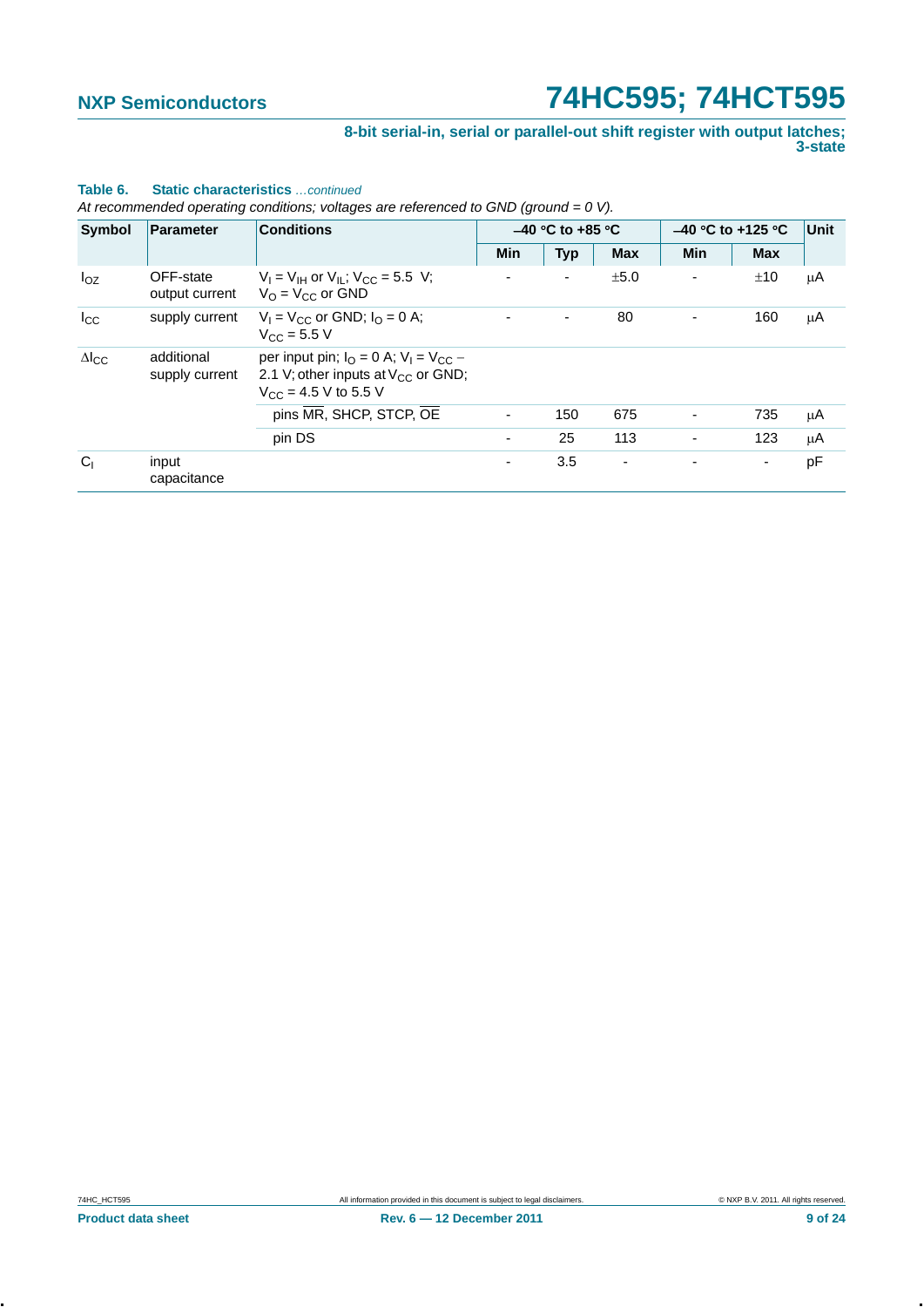**Table 6. Static characteristics** *...continued*

*At recommended operating conditions; voltages are referenced to GND (ground = 0 V).*

| Symbol | Parameter | Conditions | –40 °C to +85 °C | | | –40 °C to +125 °C | | Unit |
|---|---|---|---|---|---|---|---|---|
| | | | Min | Typ | Max | Min | Max | |
| $I_{OZ}$ | OFF-state output current | $V_I = V_{IH}$ or $V_{IL}$; $V_{CC} = 5.5$ V; $V_O = V_{CC}$ or GND | - | - | ±5.0 | - | ±10 | μA |
| $I_{CC}$ | supply current | $V_I = V_{CC}$ or GND; $I_O = 0$ A; $V_{CC} = 5.5$ V | - | - | 80 | - | 160 | μA |
| $\Delta I_{CC}$ | additional supply current | per input pin; $I_O = 0$ A; $V_I = V_{CC} - 2.1$ V; other inputs at $V_{CC}$ or GND; $V_{CC} = 4.5$ V to 5.5 V | | | | | | |
| | | pins $\overline{MR}$, SHCP, STCP, $\overline{OE}$ | - | 150 | 675 | - | 735 | μA |
| | | pin DS | - | 25 | 113 | - | 123 | μA |
| $C_I$ | input capacitance | | - | 3.5 | - | - | - | pF |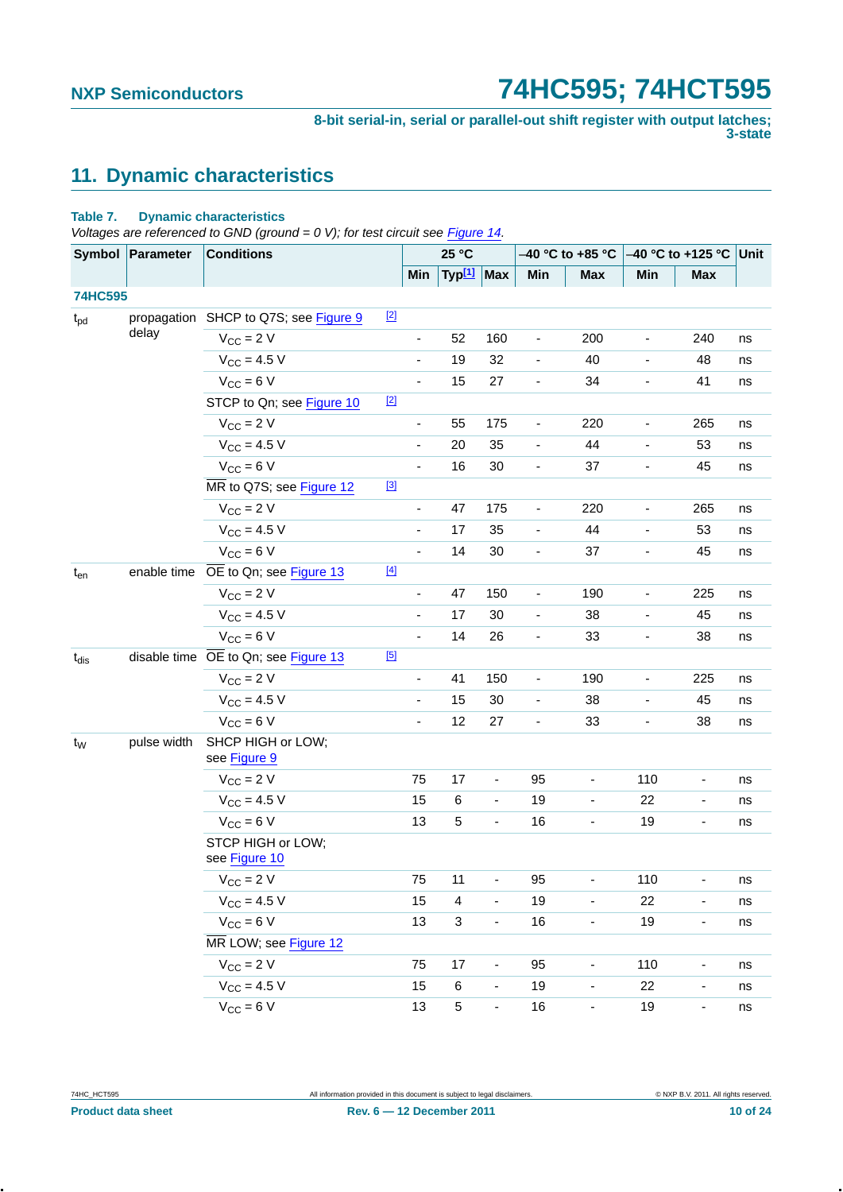## 11. Dynamic characteristics

**Table 7. Dynamic characteristics**

*Voltages are referenced to GND (ground = 0 V); for test circuit see Figure 14.*

| Symbol | Parameter | Conditions | | 25 °C | | | –40 °C to +85 °C | | –40 °C to +125 °C | | Unit |
|---|---|---|---|---|---|---|---|---|---|---|---|
| | | | | Min | Typ[1] | Max | Min | Max | Min | Max | |
| **74HC595** | | | | | | | | | | | |
| $t_{pd}$ | propagation delay | SHCP to Q7S; see Figure 9 | [2] | | | | | | | | |
| | | $V_{CC}$ = 2 V | | - | 52 | 160 | - | 200 | - | 240 | ns |
| | | $V_{CC}$ = 4.5 V | | - | 19 | 32 | - | 40 | - | 48 | ns |
| | | $V_{CC}$ = 6 V | | - | 15 | 27 | - | 34 | - | 41 | ns |
| | | STCP to Qn; see Figure 10 | [2] | | | | | | | | |
| | | $V_{CC}$ = 2 V | | - | 55 | 175 | - | 220 | - | 265 | ns |
| | | $V_{CC}$ = 4.5 V | | - | 20 | 35 | - | 44 | - | 53 | ns |
| | | $V_{CC}$ = 6 V | | - | 16 | 30 | - | 37 | - | 45 | ns |
| | | $\overline{MR}$ to Q7S; see Figure 12 | [3] | | | | | | | | |
| | | $V_{CC}$ = 2 V | | - | 47 | 175 | - | 220 | - | 265 | ns |
| | | $V_{CC}$ = 4.5 V | | - | 17 | 35 | - | 44 | - | 53 | ns |
| | | $V_{CC}$ = 6 V | | - | 14 | 30 | - | 37 | - | 45 | ns |
| $t_{en}$ | enable time | $\overline{OE}$ to Qn; see Figure 13 | [4] | | | | | | | | |
| | | $V_{CC}$ = 2 V | | - | 47 | 150 | - | 190 | - | 225 | ns |
| | | $V_{CC}$ = 4.5 V | | - | 17 | 30 | - | 38 | - | 45 | ns |
| | | $V_{CC}$ = 6 V | | - | 14 | 26 | - | 33 | - | 38 | ns |
| $t_{dis}$ | disable time | $\overline{OE}$ to Qn; see Figure 13 | [5] | | | | | | | | |
| | | $V_{CC}$ = 2 V | | - | 41 | 150 | - | 190 | - | 225 | ns |
| | | $V_{CC}$ = 4.5 V | | - | 15 | 30 | - | 38 | - | 45 | ns |
| | | $V_{CC}$ = 6 V | | - | 12 | 27 | - | 33 | - | 38 | ns |
| $t_W$ | pulse width | SHCP HIGH or LOW; see Figure 9 | | | | | | | | | |
| | | $V_{CC}$ = 2 V | | 75 | 17 | - | 95 | - | 110 | - | ns |
| | | $V_{CC}$ = 4.5 V | | 15 | 6 | - | 19 | - | 22 | - | ns |
| | | $V_{CC}$ = 6 V | | 13 | 5 | - | 16 | - | 19 | - | ns |
| | | STCP HIGH or LOW; see Figure 10 | | | | | | | | | |
| | | $V_{CC}$ = 2 V | | 75 | 11 | - | 95 | - | 110 | - | ns |
| | | $V_{CC}$ = 4.5 V | | 15 | 4 | - | 19 | - | 22 | - | ns |
| | | $V_{CC}$ = 6 V | | 13 | 3 | - | 16 | - | 19 | - | ns |
| | | $\overline{MR}$ LOW; see Figure 12 | | | | | | | | | |
| | | $V_{CC}$ = 2 V | | 75 | 17 | - | 95 | - | 110 | - | ns |
| | | $V_{CC}$ = 4.5 V | | 15 | 6 | - | 19 | - | 22 | - | ns |
| | | $V_{CC}$ = 6 V | | 13 | 5 | - | 16 | - | 19 | - | ns |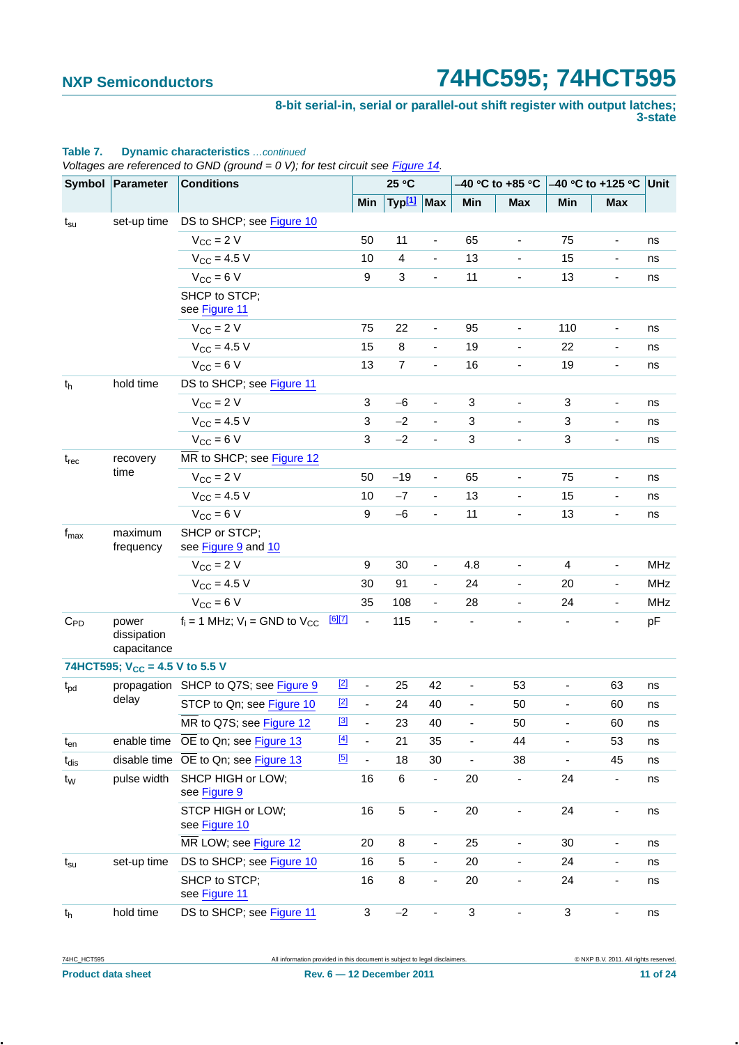**Table 7. Dynamic characteristics** *...continued*

*Voltages are referenced to GND (ground = 0 V); for test circuit see Figure 14.*

| Symbol | Parameter | Conditions | | 25 °C | | | –40 °C to +85 °C | | –40 °C to +125 °C | | Unit |
|---|---|---|---|---|---|---|---|---|---|---|---|
| | | | | Min | Typ[1] | Max | Min | Max | Min | Max | |
| $t_{su}$ | set-up time | DS to SHCP; see Figure 10 | | | | | | | | | |
| | | $V_{CC}$ = 2 V | | 50 | 11 | - | 65 | - | 75 | - | ns |
| | | $V_{CC}$ = 4.5 V | | 10 | 4 | - | 13 | - | 15 | - | ns |
| | | $V_{CC}$ = 6 V | | 9 | 3 | - | 11 | - | 13 | - | ns |
| | | SHCP to STCP; see Figure 11 | | | | | | | | | |
| | | $V_{CC}$ = 2 V | | 75 | 22 | - | 95 | - | 110 | - | ns |
| | | $V_{CC}$ = 4.5 V | | 15 | 8 | - | 19 | - | 22 | - | ns |
| | | $V_{CC}$ = 6 V | | 13 | 7 | - | 16 | - | 19 | - | ns |
| $t_h$ | hold time | DS to SHCP; see Figure 11 | | | | | | | | | |
| | | $V_{CC}$ = 2 V | | 3 | −6 | - | 3 | - | 3 | - | ns |
| | | $V_{CC}$ = 4.5 V | | 3 | −2 | - | 3 | - | 3 | - | ns |
| | | $V_{CC}$ = 6 V | | 3 | −2 | - | 3 | - | 3 | - | ns |
| $t_{rec}$ | recovery time | $\overline{MR}$ to SHCP; see Figure 12 | | | | | | | | | |
| | | $V_{CC}$ = 2 V | | 50 | −19 | - | 65 | - | 75 | - | ns |
| | | $V_{CC}$ = 4.5 V | | 10 | −7 | - | 13 | - | 15 | - | ns |
| | | $V_{CC}$ = 6 V | | 9 | −6 | - | 11 | - | 13 | - | ns |
| $f_{max}$ | maximum frequency | SHCP or STCP; see Figure 9 and 10 | | | | | | | | | |
| | | $V_{CC}$ = 2 V | | 9 | 30 | - | 4.8 | - | 4 | - | MHz |
| | | $V_{CC}$ = 4.5 V | | 30 | 91 | - | 24 | - | 20 | - | MHz |
| | | $V_{CC}$ = 6 V | | 35 | 108 | - | 28 | - | 24 | - | MHz |
| $C_{PD}$ | power dissipation capacitance | $f_i$ = 1 MHz; $V_I$ = GND to $V_{CC}$ | [6][7] | - | 115 | - | - | - | - | - | pF |
| **74HCT595; $V_{CC}$ = 4.5 V to 5.5 V** | | | | | | | | | | | |
| $t_{pd}$ | propagation delay | SHCP to Q7S; see Figure 9 | [2] | - | 25 | 42 | - | 53 | - | 63 | ns |
| | | STCP to Qn; see Figure 10 | [2] | - | 24 | 40 | - | 50 | - | 60 | ns |
| | | $\overline{MR}$ to Q7S; see Figure 12 | [3] | - | 23 | 40 | - | 50 | - | 60 | ns |
| $t_{en}$ | enable time | $\overline{OE}$ to Qn; see Figure 13 | [4] | - | 21 | 35 | - | 44 | - | 53 | ns |
| $t_{dis}$ | disable time | $\overline{OE}$ to Qn; see Figure 13 | [5] | - | 18 | 30 | - | 38 | - | 45 | ns |
| $t_W$ | pulse width | SHCP HIGH or LOW; see Figure 9 | | 16 | 6 | - | 20 | - | 24 | - | ns |
| | | STCP HIGH or LOW; see Figure 10 | | 16 | 5 | - | 20 | - | 24 | - | ns |
| | | $\overline{MR}$ LOW; see Figure 12 | | 20 | 8 | - | 25 | - | 30 | - | ns |
| $t_{su}$ | set-up time | DS to SHCP; see Figure 10 | | 16 | 5 | - | 20 | - | 24 | - | ns |
| | | SHCP to STCP; see Figure 11 | | 16 | 8 | - | 20 | - | 24 | - | ns |
| $t_h$ | hold time | DS to SHCP; see Figure 11 | | 3 | −2 | - | 3 | - | 3 | - | ns |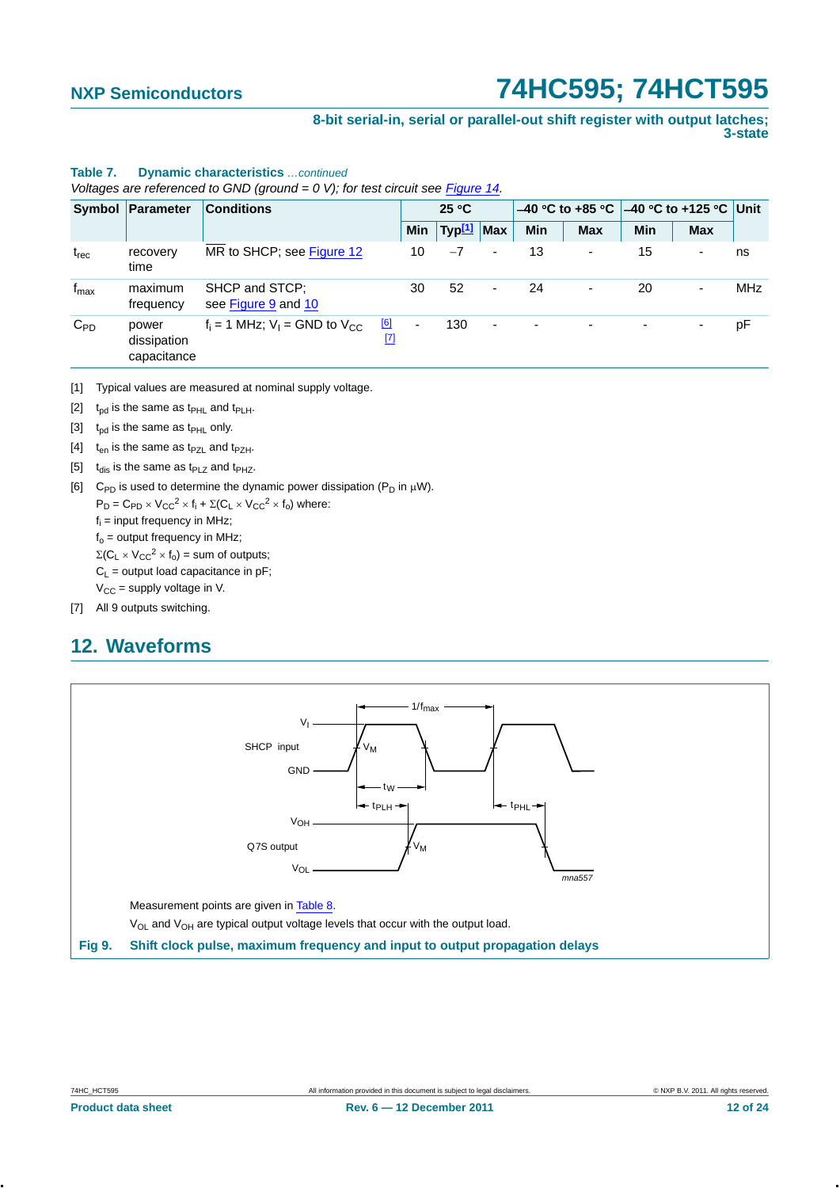**Table 7. Dynamic characteristics** *...continued*

*Voltages are referenced to GND (ground = 0 V); for test circuit see Figure 14.*

| Symbol | Parameter | Conditions | | 25 °C | | | −40 °C to +85 °C | | −40 °C to +125 °C | | Unit |
|---|---|---|---|---|---|---|---|---|---|---|---|
| | | | | Min | Typ[1] | Max | Min | Max | Min | Max | |
| $t_{rec}$ | recovery time | $\overline{MR}$ to SHCP; see Figure 12 | | 10 | −7 | - | 13 | - | 15 | - | ns |
| $f_{max}$ | maximum frequency | SHCP and STCP; see Figure 9 and 10 | | 30 | 52 | - | 24 | - | 20 | - | MHz |
| $C_{PD}$ | power dissipation capacitance | $f_i$ = 1 MHz; $V_I$ = GND to $V_{CC}$ | [6] [7] | - | 130 | - | - | - | - | - | pF |

[1] Typical values are measured at nominal supply voltage.

[2] $t_{pd}$ is the same as $t_{PHL}$ and $t_{PLH}$.

[3] $t_{pd}$ is the same as $t_{PHL}$ only.

[4] $t_{en}$ is the same as $t_{PZL}$ and $t_{PZH}$.

[5] $t_{dis}$ is the same as $t_{PLZ}$ and $t_{PHZ}$.

[6] $C_{PD}$ is used to determine the dynamic power dissipation ($P_D$ in μW).

$P_D = C_{PD} \times V_{CC}^2 \times f_i + \Sigma(C_L \times V_{CC}^2 \times f_o)$ where:

$f_i$ = input frequency in MHz;

$f_o$ = output frequency in MHz;

$\Sigma(C_L \times V_{CC}^2 \times f_o)$ = sum of outputs;

$C_L$ = output load capacitance in pF;

$V_{CC}$ = supply voltage in V.

[7] All 9 outputs switching.

## 12. Waveforms

Measurement points are given in Table 8.

$V_{OL}$ and $V_{OH}$ are typical output voltage levels that occur with the output load.

**Fig 9. Shift clock pulse, maximum frequency and input to output propagation delays**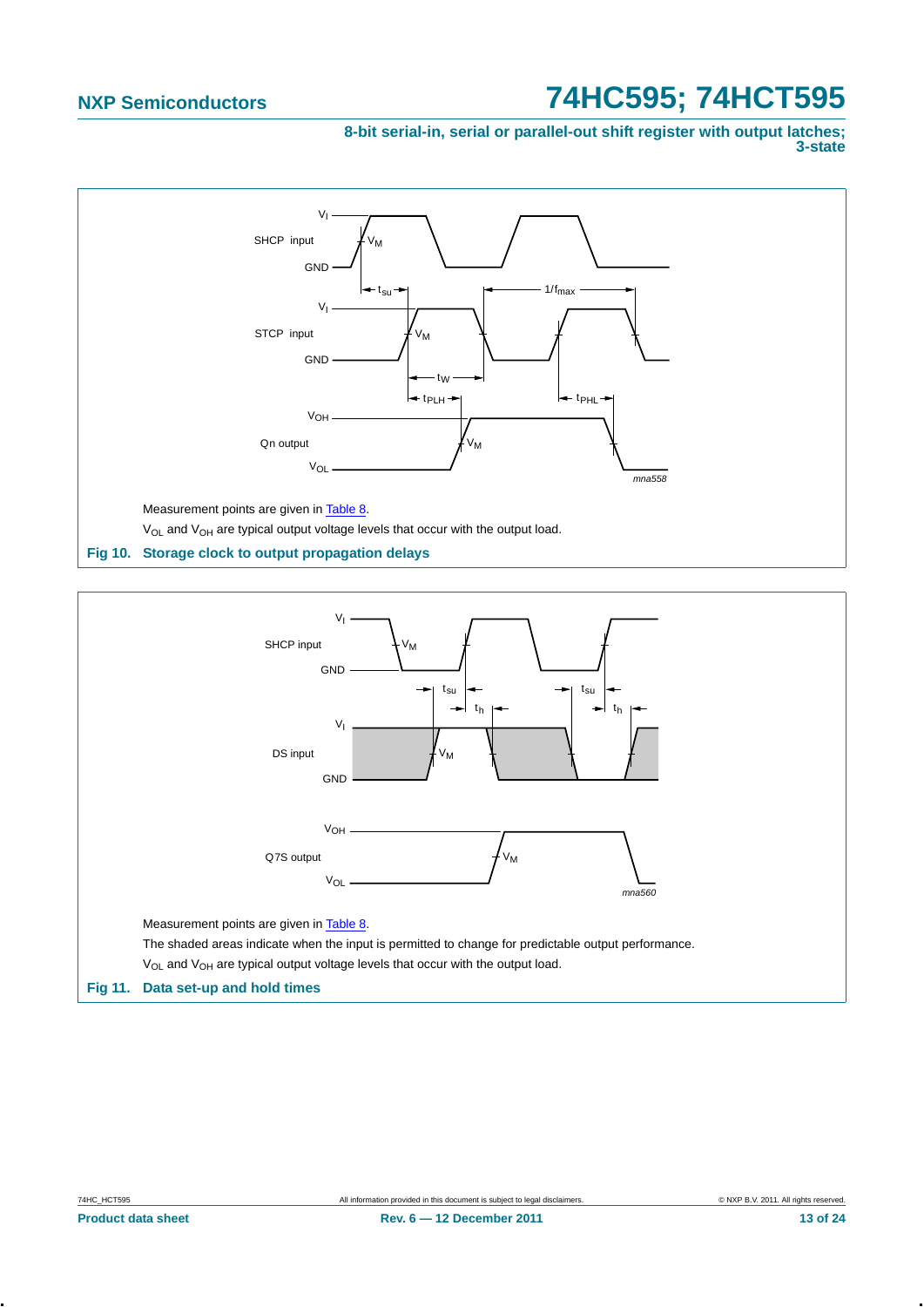Measurement points are given in Table 8.

$V_{OL}$ and $V_{OH}$ are typical output voltage levels that occur with the output load.

**Fig 10. Storage clock to output propagation delays**

Measurement points are given in Table 8.

The shaded areas indicate when the input is permitted to change for predictable output performance.

$V_{OL}$ and $V_{OH}$ are typical output voltage levels that occur with the output load.

**Fig 11. Data set-up and hold times**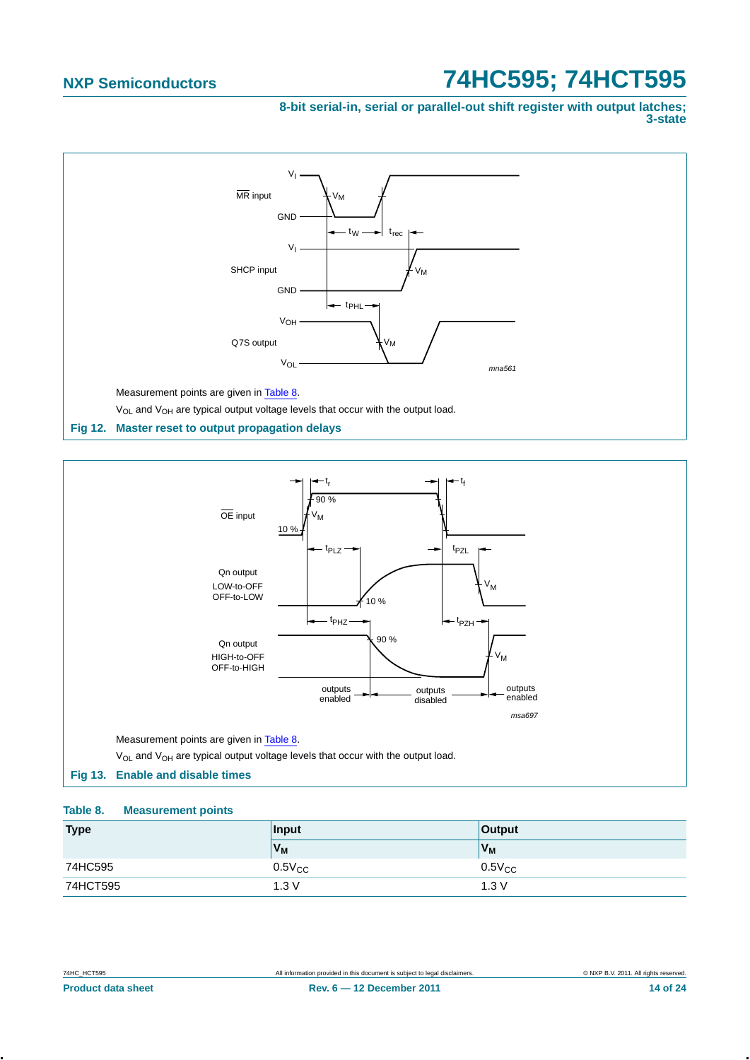Measurement points are given in Table 8.

$V_{OL}$ and $V_{OH}$ are typical output voltage levels that occur with the output load.

**Fig 12. Master reset to output propagation delays**

Measurement points are given in Table 8.

$V_{OL}$ and $V_{OH}$ are typical output voltage levels that occur with the output load.

**Fig 13. Enable and disable times**

**Table 8. Measurement points**

| Type | Input | Output |
|---|---|---|
| | $V_M$ | $V_M$ |
| 74HC595 | $0.5V_{CC}$ | $0.5V_{CC}$ |
| 74HCT595 | 1.3 V | 1.3 V |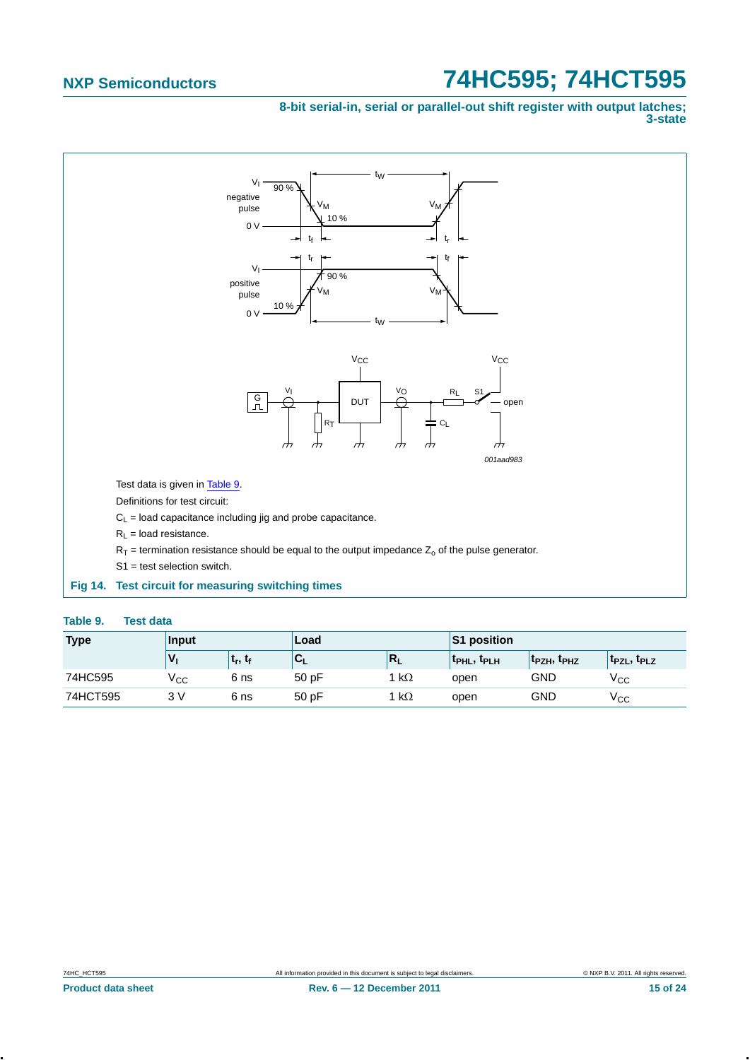Test data is given in Table 9.

Definitions for test circuit:

$C_L$ = load capacitance including jig and probe capacitance.

$R_L$ = load resistance.

$R_T$ = termination resistance should be equal to the output impedance $Z_o$ of the pulse generator.

S1 = test selection switch.

**Fig 14. Test circuit for measuring switching times**

**Table 9. Test data**

| Type | Input | | Load | | S1 position | | |
|---|---|---|---|---|---|---|---|
| | $V_I$ | $t_r$, $t_f$ | $C_L$ | $R_L$ | $t_{PHL}$, $t_{PLH}$ | $t_{PZH}$, $t_{PHZ}$ | $t_{PZL}$, $t_{PLZ}$ |
| 74HC595 | $V_{CC}$ | 6 ns | 50 pF | 1 kΩ | open | GND | $V_{CC}$ |
| 74HCT595 | 3 V | 6 ns | 50 pF | 1 kΩ | open | GND | $V_{CC}$ |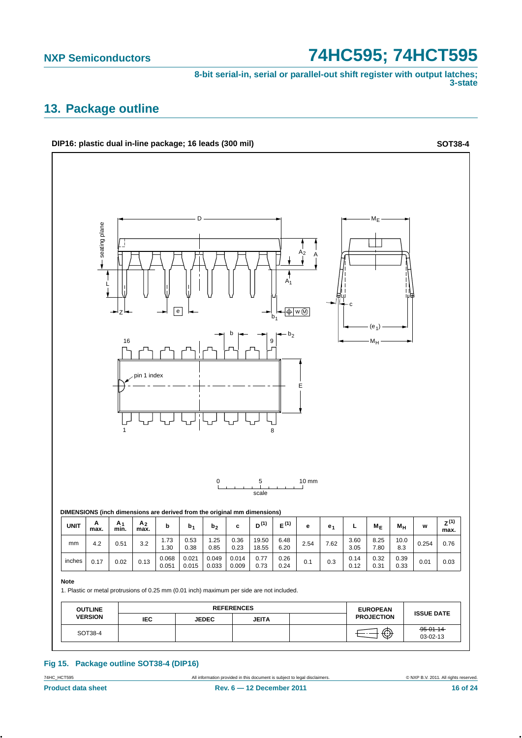## 13. Package outline

**DIP16: plastic dual in-line package; 16 leads (300 mil)** **SOT38-4**

DIMENSIONS (inch dimensions are derived from the original mm dimensions)

| UNIT | A max. | $A_1$ min. | $A_2$ max. | b | $b_1$ | $b_2$ | c | D (1) | E (1) | e | $e_1$ | L | $M_E$ | $M_H$ | w | Z (1) max. |
|---|---|---|---|---|---|---|---|---|---|---|---|---|---|---|---|---|
| mm | 4.2 | 0.51 | 3.2 | 1.73<br>1.30 | 0.53<br>0.38 | 1.25<br>0.85 | 0.36<br>0.23 | 19.50<br>18.55 | 6.48<br>6.20 | 2.54 | 7.62 | 3.60<br>3.05 | 8.25<br>7.80 | 10.0<br>8.3 | 0.254 | 0.76 |
| inches | 0.17 | 0.02 | 0.13 | 0.068<br>0.051 | 0.021<br>0.015 | 0.049<br>0.033 | 0.014<br>0.009 | 0.77<br>0.73 | 0.26<br>0.24 | 0.1 | 0.3 | 0.14<br>0.12 | 0.32<br>0.31 | 0.39<br>0.33 | 0.01 | 0.03 |

**Note**

1. Plastic or metal protrusions of 0.25 mm (0.01 inch) maximum per side are not included.

| OUTLINE VERSION | REFERENCES | | | | EUROPEAN PROJECTION | ISSUE DATE |
|---|---|---|---|---|---|---|
| | IEC | JEDEC | JEITA | | | |
| SOT38-4 | | | | | | ~~95-01-14~~<br>03-02-13 |

**Fig 15. Package outline SOT38-4 (DIP16)**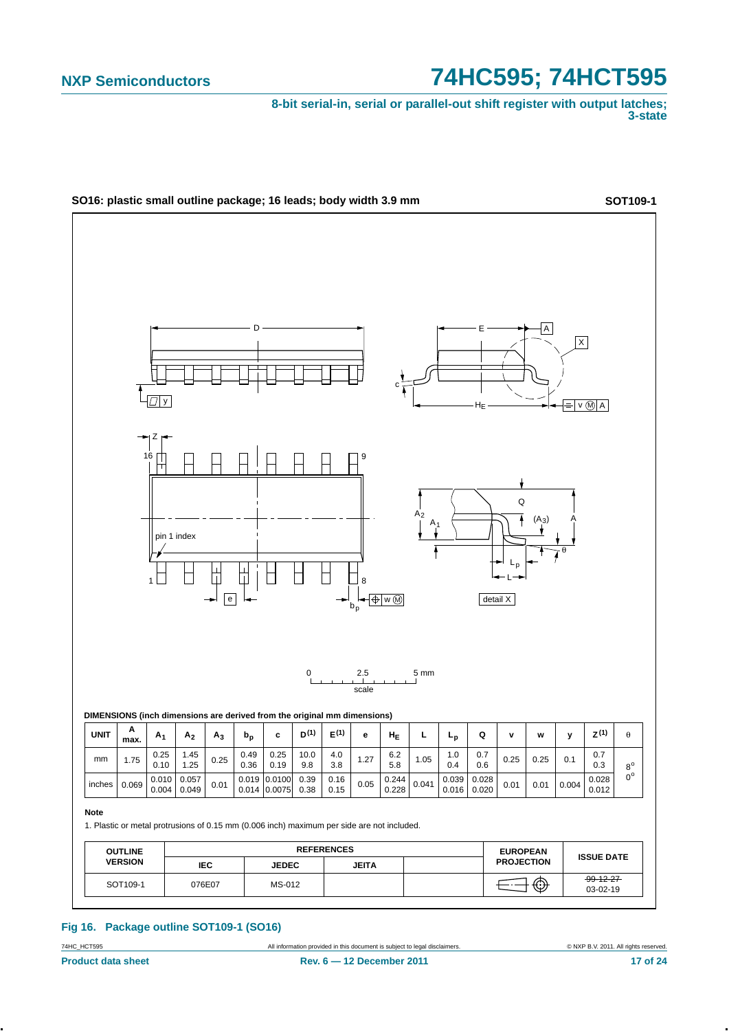SO16: plastic small outline package; 16 leads; body width 3.9 mm **SOT109-1**

DIMENSIONS (inch dimensions are derived from the original mm dimensions)

| UNIT | A max. | $A_1$ | $A_2$ | $A_3$ | $b_p$ | c | $D^{(1)}$ | $E^{(1)}$ | e | $H_E$ | L | $L_p$ | Q | v | w | y | $Z^{(1)}$ | θ |
|---|---|---|---|---|---|---|---|---|---|---|---|---|---|---|---|---|---|---|
| mm | 1.75 | 0.25<br>0.10 | 1.45<br>1.25 | 0.25 | 0.49<br>0.36 | 0.25<br>0.19 | 10.0<br>9.8 | 4.0<br>3.8 | 1.27 | 6.2<br>5.8 | 1.05 | 1.0<br>0.4 | 0.7<br>0.6 | 0.25 | 0.25 | 0.1 | 0.7<br>0.3 | 8°<br>0° |
| inches | 0.069 | 0.010<br>0.004 | 0.057<br>0.049 | 0.01 | 0.019<br>0.014 | 0.0100<br>0.0075 | 0.39<br>0.38 | 0.16<br>0.15 | 0.05 | 0.244<br>0.228 | 0.041 | 0.039<br>0.016 | 0.028<br>0.020 | 0.01 | 0.01 | 0.004 | 0.028<br>0.012 | |

**Note**

1. Plastic or metal protrusions of 0.15 mm (0.006 inch) maximum per side are not included.

| OUTLINE VERSION | REFERENCES | | | | EUROPEAN PROJECTION | ISSUE DATE |
|---|---|---|---|---|---|---|
| | IEC | JEDEC | JEITA | | | |
| SOT109-1 | 076E07 | MS-012 | | | | ~~99-12-27~~<br>03-02-19 |

**Fig 16. Package outline SOT109-1 (SO16)**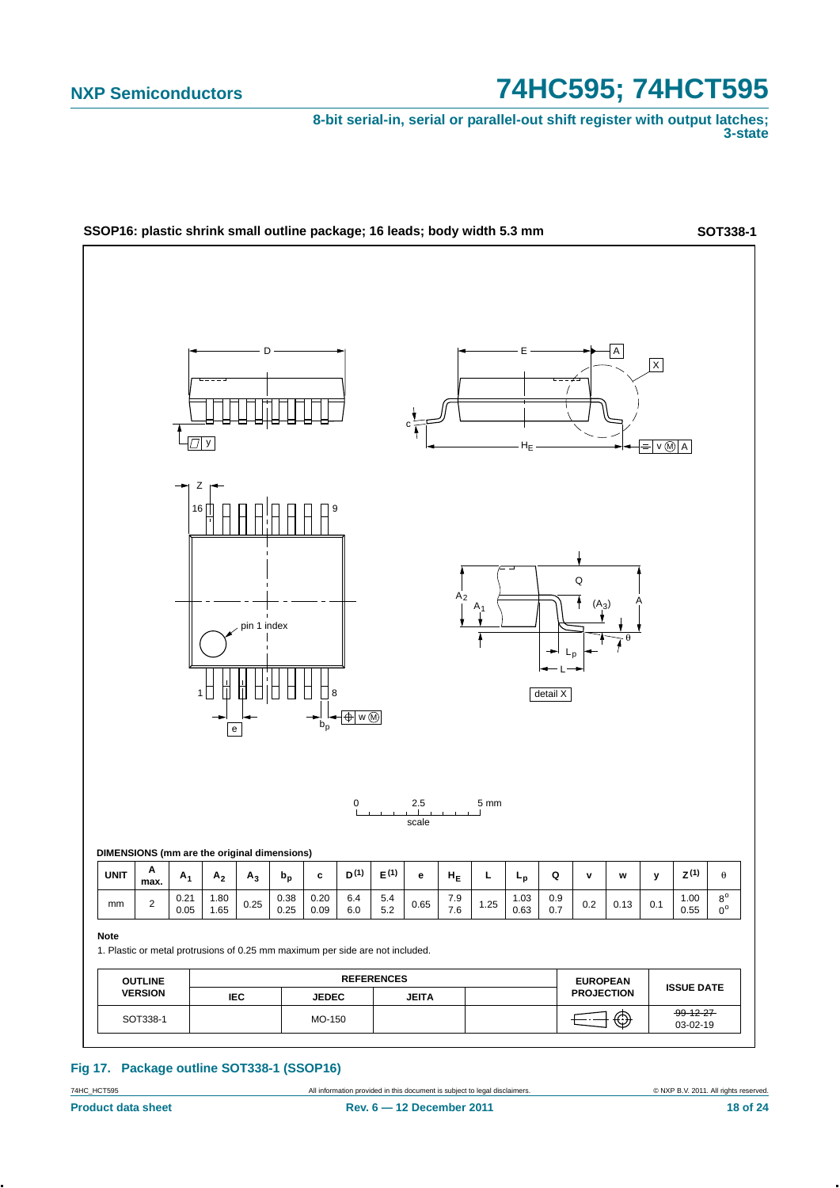## SSOP16: plastic shrink small outline package; 16 leads; body width 5.3 mm

**SOT338-1**

**DIMENSIONS (mm are the original dimensions)**

| UNIT | A max. | $A_1$ | $A_2$ | $A_3$ | $b_p$ | c | D [(1)] | E [(1)] | e | $H_E$ | L | $L_p$ | Q | v | w | y | Z [(1)] | θ |
|---|---|---|---|---|---|---|---|---|---|---|---|---|---|---|---|---|---|---|
| mm | 2 | 0.21<br>0.05 | 1.80<br>1.65 | 0.25 | 0.38<br>0.25 | 0.20<br>0.09 | 6.4<br>6.0 | 5.4<br>5.2 | 0.65 | 7.9<br>7.6 | 1.25 | 1.03<br>0.63 | 0.9<br>0.7 | 0.2 | 0.13 | 0.1 | 1.00<br>0.55 | 8°<br>0° |

**Note**

1. Plastic or metal protrusions of 0.25 mm maximum per side are not included.

| OUTLINE VERSION | REFERENCES | | | | EUROPEAN PROJECTION | ISSUE DATE |
|---|---|---|---|---|---|---|
| | IEC | JEDEC | JEITA | | | |
| SOT338-1 | | MO-150 | | | | ~~99-12-27~~<br>03-02-19 |

**Fig 17. Package outline SOT338-1 (SSOP16)**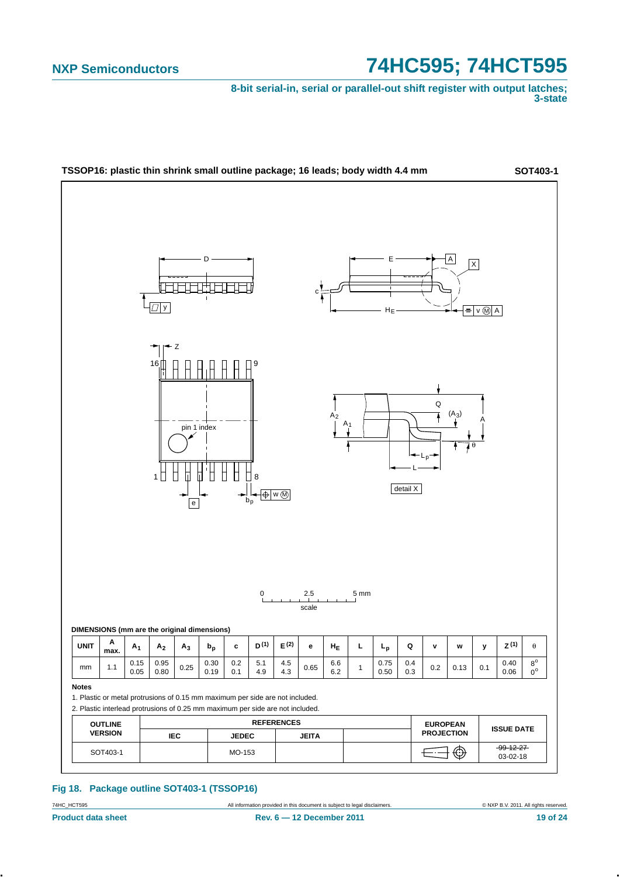**TSSOP16: plastic thin shrink small outline package; 16 leads; body width 4.4 mm** **SOT403-1**

**DIMENSIONS (mm are the original dimensions)**

| UNIT | A max. | $A_1$ | $A_2$ | $A_3$ | $b_p$ | c | D (1) | E (2) | e | $H_E$ | L | $L_p$ | Q | v | w | y | Z (1) | θ |
|---|---|---|---|---|---|---|---|---|---|---|---|---|---|---|---|---|---|---|
| mm | 1.1 | 0.15<br>0.05 | 0.95<br>0.80 | 0.25 | 0.30<br>0.19 | 0.2<br>0.1 | 5.1<br>4.9 | 4.5<br>4.3 | 0.65 | 6.6<br>6.2 | 1 | 0.75<br>0.50 | 0.4<br>0.3 | 0.2 | 0.13 | 0.1 | 0.40<br>0.06 | 8°<br>0° |

**Notes**

1. Plastic or metal protrusions of 0.15 mm maximum per side are not included.
2. Plastic interlead protrusions of 0.25 mm maximum per side are not included.

| OUTLINE VERSION | REFERENCES | | | | EUROPEAN PROJECTION | ISSUE DATE |
|---|---|---|---|---|---|---|
| | IEC | JEDEC | JEITA | | | |
| SOT403-1 | | MO-153 | | | | ~~99-12-27~~<br>03-02-18 |

**Fig 18. Package outline SOT403-1 (TSSOP16)**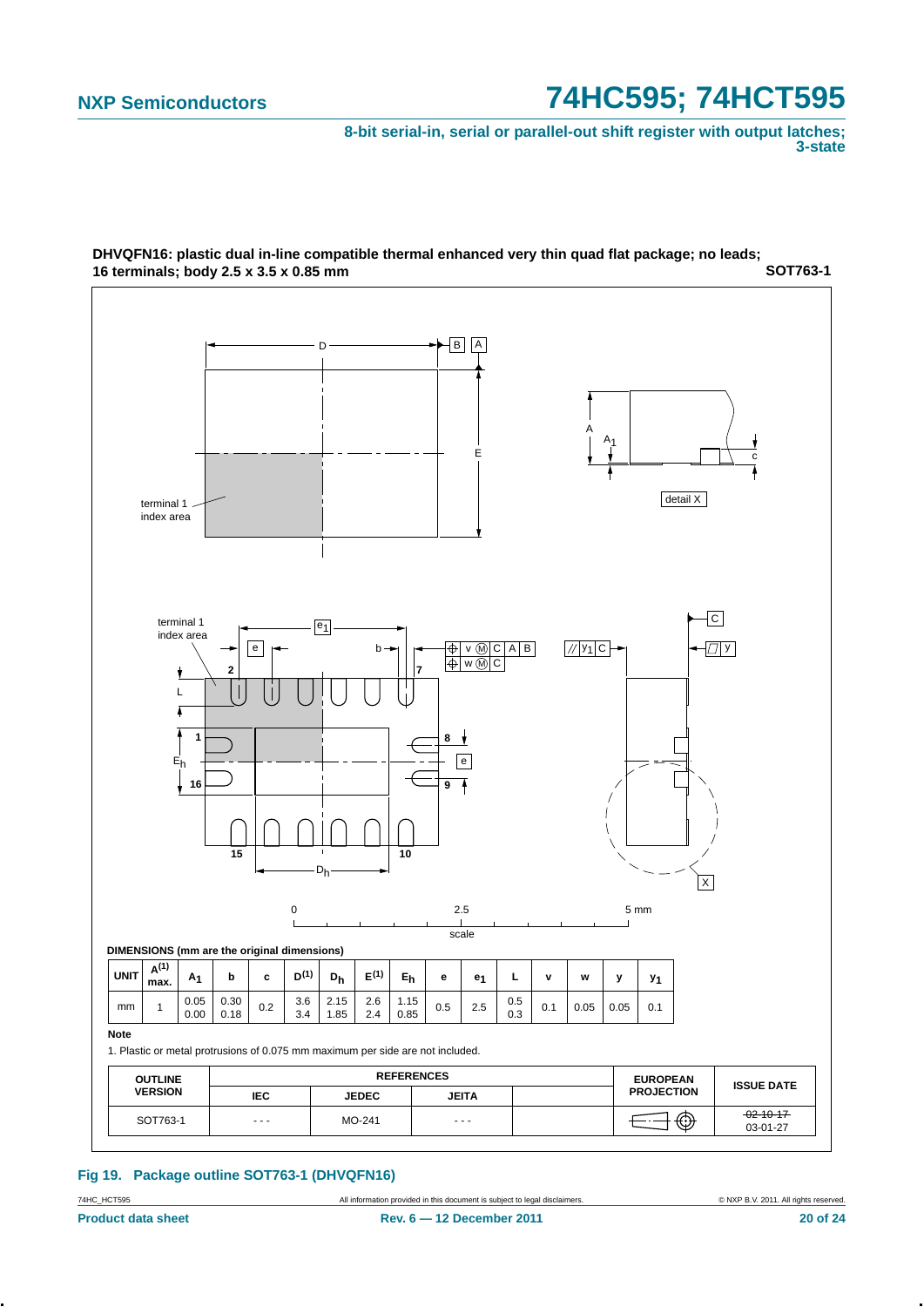**DHVQFN16: plastic dual in-line compatible thermal enhanced very thin quad flat package; no leads; 16 terminals; body 2.5 x 3.5 x 0.85 mm** **SOT763-1**

**DIMENSIONS (mm are the original dimensions)**

| UNIT | $A^{(1)}$ max. | $A_1$ | b | c | $D^{(1)}$ | $D_h$ | $E^{(1)}$ | $E_h$ | e | $e_1$ | L | v | w | y | $y_1$ |
|---|---|---|---|---|---|---|---|---|---|---|---|---|---|---|---|
| mm | 1 | 0.05<br>0.00 | 0.30<br>0.18 | 0.2 | 3.6<br>3.4 | 2.15<br>1.85 | 2.6<br>2.4 | 1.15<br>0.85 | 0.5 | 2.5 | 0.5<br>0.3 | 0.1 | 0.05 | 0.05 | 0.1 |

**Note**

1. Plastic or metal protrusions of 0.075 mm maximum per side are not included.

| OUTLINE VERSION | REFERENCES | | | | EUROPEAN PROJECTION | ISSUE DATE |
|---|---|---|---|---|---|---|
| | IEC | JEDEC | JEITA | | | |
| SOT763-1 | - - - | MO-241 | - - - | | | ~~02-10-17~~<br>03-01-27 |

**Fig 19. Package outline SOT763-1 (DHVQFN16)**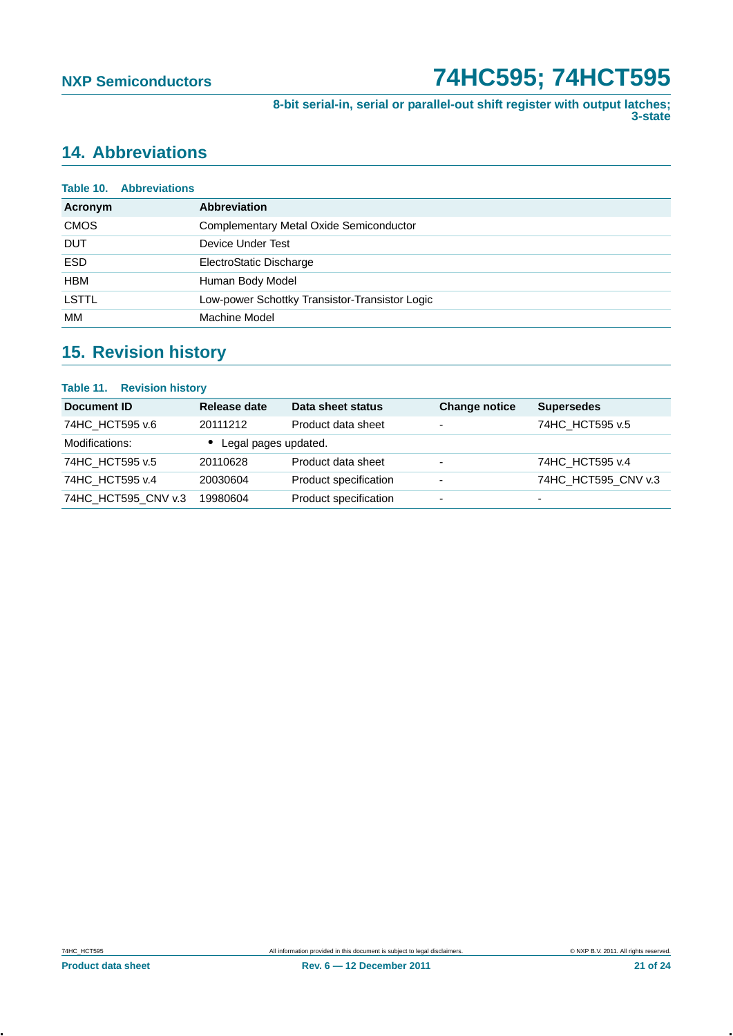## 14. Abbreviations

**Table 10. Abbreviations**

| Acronym | Abbreviation |
|---|---|
| CMOS | Complementary Metal Oxide Semiconductor |
| DUT | Device Under Test |
| ESD | ElectroStatic Discharge |
| HBM | Human Body Model |
| LSTTL | Low-power Schottky Transistor-Transistor Logic |
| MM | Machine Model |

## 15. Revision history

**Table 11. Revision history**

| Document ID | Release date | Data sheet status | Change notice | Supersedes |
|---|---|---|---|---|
| 74HC_HCT595 v.6 | 20111212 | Product data sheet | - | 74HC_HCT595 v.5 |
| Modifications: | • Legal pages updated. | | | |
| 74HC_HCT595 v.5 | 20110628 | Product data sheet | - | 74HC_HCT595 v.4 |
| 74HC_HCT595 v.4 | 20030604 | Product specification | - | 74HC_HCT595_CNV v.3 |
| 74HC_HCT595_CNV v.3 | 19980604 | Product specification | - | - |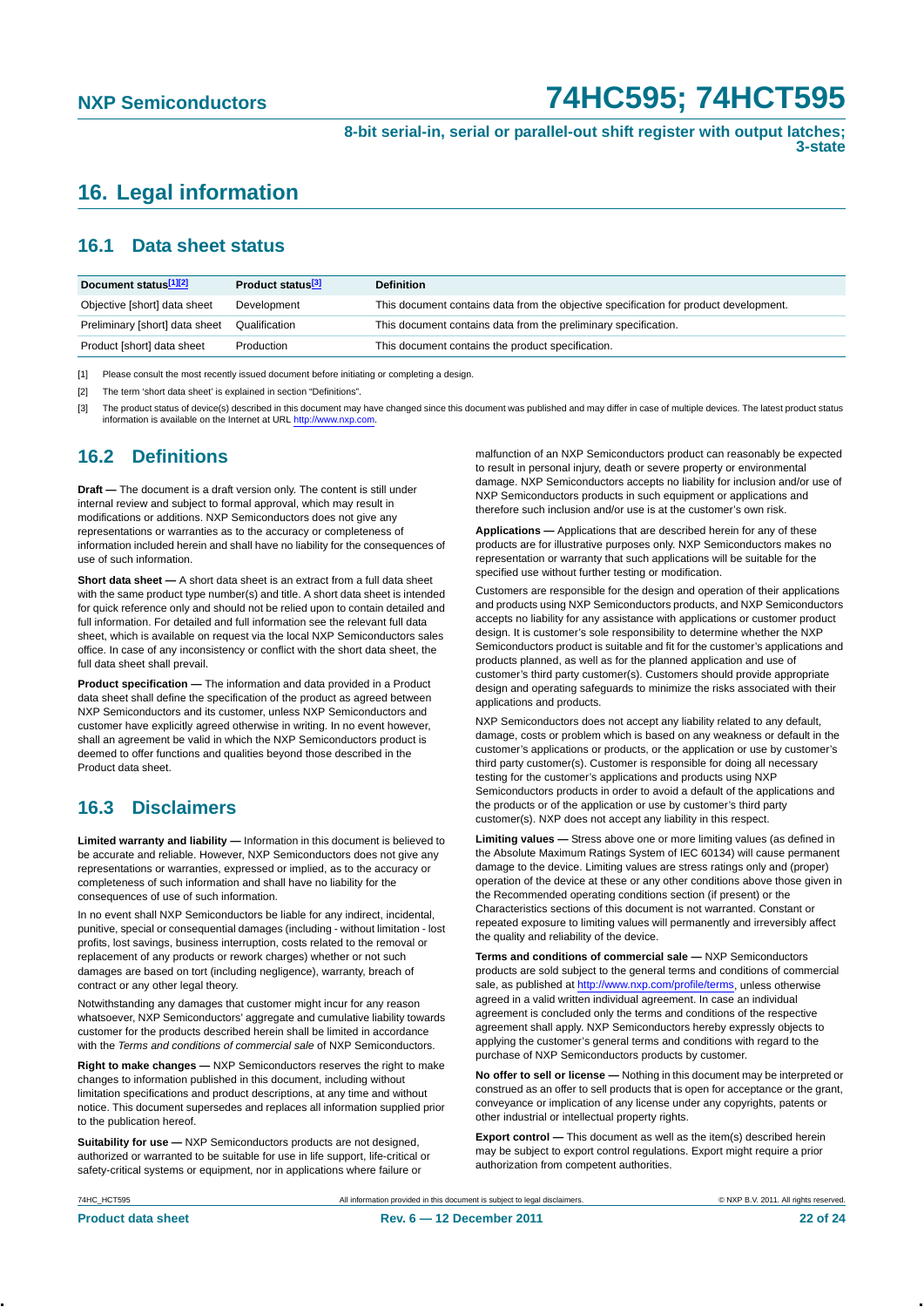# 16. Legal information

## 16.1 Data sheet status

| Document status[1][2] | Product status[3] | Definition |
|---|---|---|
| Objective [short] data sheet | Development | This document contains data from the objective specification for product development. |
| Preliminary [short] data sheet | Qualification | This document contains data from the preliminary specification. |
| Product [short] data sheet | Production | This document contains the product specification. |

[1] Please consult the most recently issued document before initiating or completing a design.

[2] The term 'short data sheet' is explained in section "Definitions".

[3] The product status of device(s) described in this document may have changed since this document was published and may differ in case of multiple devices. The latest product status information is available on the Internet at URL http://www.nxp.com.

## 16.2 Definitions

**Draft —** The document is a draft version only. The content is still under internal review and subject to formal approval, which may result in modifications or additions. NXP Semiconductors does not give any representations or warranties as to the accuracy or completeness of information included herein and shall have no liability for the consequences of use of such information.

**Short data sheet —** A short data sheet is an extract from a full data sheet with the same product type number(s) and title. A short data sheet is intended for quick reference only and should not be relied upon to contain detailed and full information. For detailed and full information see the relevant full data sheet, which is available on request via the local NXP Semiconductors sales office. In case of any inconsistency or conflict with the short data sheet, the full data sheet shall prevail.

**Product specification —** The information and data provided in a Product data sheet shall define the specification of the product as agreed between NXP Semiconductors and its customer, unless NXP Semiconductors and customer have explicitly agreed otherwise in writing. In no event however, shall an agreement be valid in which the NXP Semiconductors product is deemed to offer functions and qualities beyond those described in the Product data sheet.

## 16.3 Disclaimers

**Limited warranty and liability —** Information in this document is believed to be accurate and reliable. However, NXP Semiconductors does not give any representations or warranties, expressed or implied, as to the accuracy or completeness of such information and shall have no liability for the consequences of use of such information.

In no event shall NXP Semiconductors be liable for any indirect, incidental, punitive, special or consequential damages (including - without limitation - lost profits, lost savings, business interruption, costs related to the removal or replacement of any products or rework charges) whether or not such damages are based on tort (including negligence), warranty, breach of contract or any other legal theory.

Notwithstanding any damages that customer might incur for any reason whatsoever, NXP Semiconductors' aggregate and cumulative liability towards customer for the products described herein shall be limited in accordance with the *Terms and conditions of commercial sale* of NXP Semiconductors.

**Right to make changes —** NXP Semiconductors reserves the right to make changes to information published in this document, including without limitation specifications and product descriptions, at any time and without notice. This document supersedes and replaces all information supplied prior to the publication hereof.

**Suitability for use —** NXP Semiconductors products are not designed, authorized or warranted to be suitable for use in life support, life-critical or safety-critical systems or equipment, nor in applications where failure or malfunction of an NXP Semiconductors product can reasonably be expected to result in personal injury, death or severe property or environmental damage. NXP Semiconductors accepts no liability for inclusion and/or use of NXP Semiconductors products in such equipment or applications and therefore such inclusion and/or use is at the customer's own risk.

**Applications —** Applications that are described herein for any of these products are for illustrative purposes only. NXP Semiconductors makes no representation or warranty that such applications will be suitable for the specified use without further testing or modification.

Customers are responsible for the design and operation of their applications and products using NXP Semiconductors products, and NXP Semiconductors accepts no liability for any assistance with applications or customer product design. It is customer's sole responsibility to determine whether the NXP Semiconductors product is suitable and fit for the customer's applications and products planned, as well as for the planned application and use of customer's third party customer(s). Customers should provide appropriate design and operating safeguards to minimize the risks associated with their applications and products.

NXP Semiconductors does not accept any liability related to any default, damage, costs or problem which is based on any weakness or default in the customer's applications or products, or the application or use by customer's third party customer(s). Customer is responsible for doing all necessary testing for the customer's applications and products using NXP Semiconductors products in order to avoid a default of the applications and the products or of the application or use by customer's third party customer(s). NXP does not accept any liability in this respect.

**Limiting values —** Stress above one or more limiting values (as defined in the Absolute Maximum Ratings System of IEC 60134) will cause permanent damage to the device. Limiting values are stress ratings only and (proper) operation of the device at these or any other conditions above those given in the Recommended operating conditions section (if present) or the Characteristics sections of this document is not warranted. Constant or repeated exposure to limiting values will permanently and irreversibly affect the quality and reliability of the device.

**Terms and conditions of commercial sale —** NXP Semiconductors products are sold subject to the general terms and conditions of commercial sale, as published at http://www.nxp.com/profile/terms, unless otherwise agreed in a valid written individual agreement. In case an individual agreement is concluded only the terms and conditions of the respective agreement shall apply. NXP Semiconductors hereby expressly objects to applying the customer's general terms and conditions with regard to the purchase of NXP Semiconductors products by customer.

**No offer to sell or license —** Nothing in this document may be interpreted or construed as an offer to sell products that is open for acceptance or the grant, conveyance or implication of any license under any copyrights, patents or other industrial or intellectual property rights.

**Export control —** This document as well as the item(s) described herein may be subject to export control regulations. Export might require a prior authorization from competent authorities.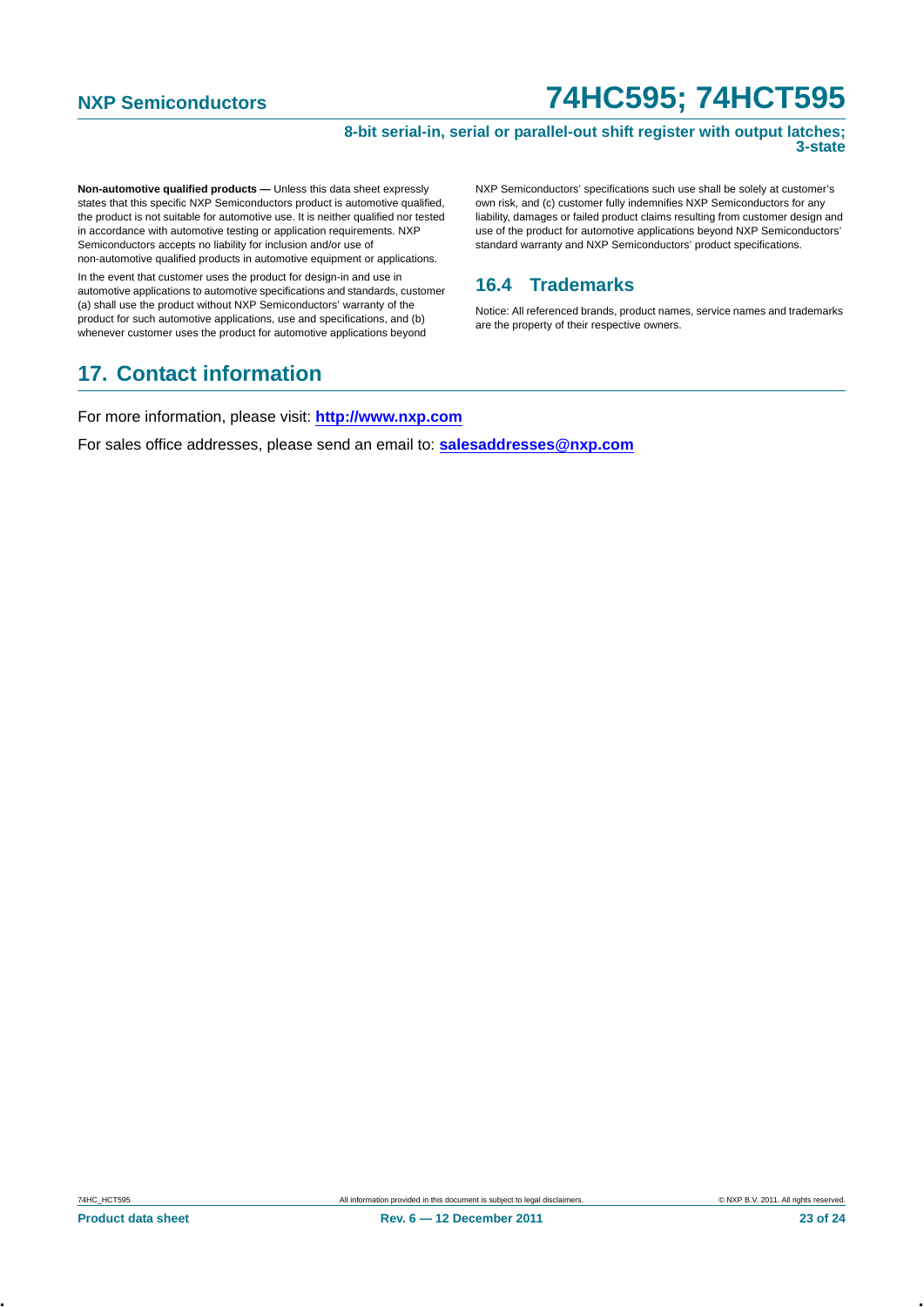**Non-automotive qualified products —** Unless this data sheet expressly states that this specific NXP Semiconductors product is automotive qualified, the product is not suitable for automotive use. It is neither qualified nor tested in accordance with automotive testing or application requirements. NXP Semiconductors accepts no liability for inclusion and/or use of non-automotive qualified products in automotive equipment or applications.

In the event that customer uses the product for design-in and use in automotive applications to automotive specifications and standards, customer (a) shall use the product without NXP Semiconductors' warranty of the product for such automotive applications, use and specifications, and (b) whenever customer uses the product for automotive applications beyond NXP Semiconductors' specifications such use shall be solely at customer's own risk, and (c) customer fully indemnifies NXP Semiconductors for any liability, damages or failed product claims resulting from customer design and use of the product for automotive applications beyond NXP Semiconductors' standard warranty and NXP Semiconductors' product specifications.

### 16.4 Trademarks

Notice: All referenced brands, product names, service names and trademarks are the property of their respective owners.

## 17. Contact information

For more information, please visit: **http://www.nxp.com**

For sales office addresses, please send an email to: **salesaddresses@nxp.com**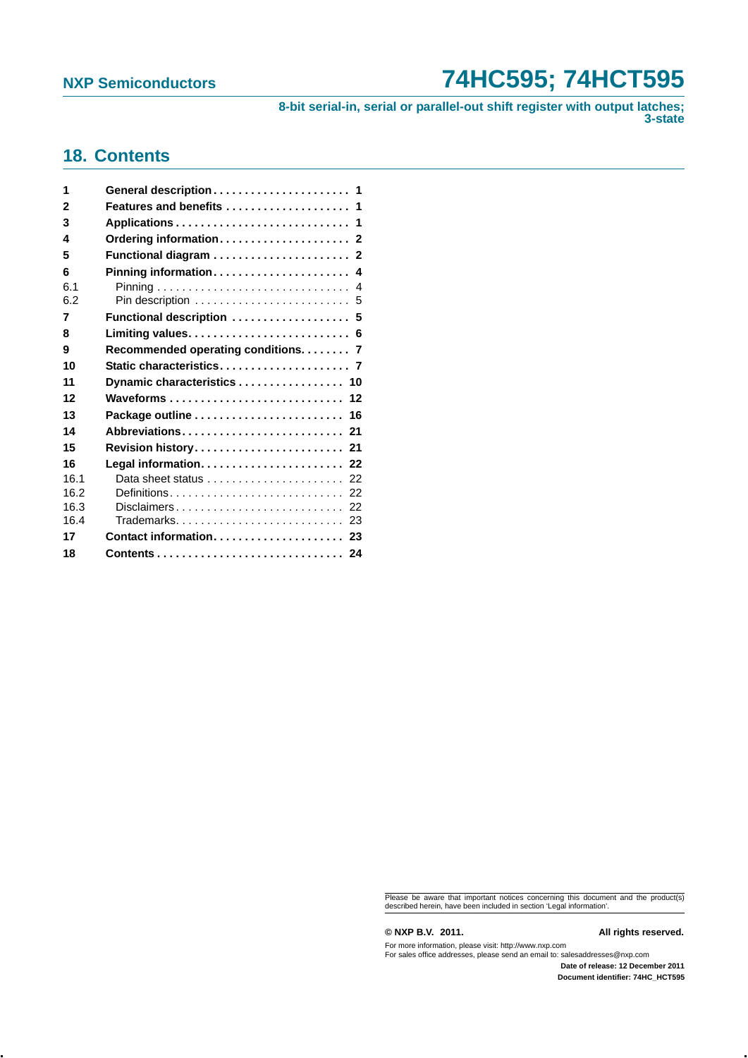## 18. Contents

| | | |
|---|---|---|
| **1** | **General description** | **1** |
| **2** | **Features and benefits** | **1** |
| **3** | **Applications** | **1** |
| **4** | **Ordering information** | **2** |
| **5** | **Functional diagram** | **2** |
| **6** | **Pinning information** | **4** |
| 6.1 | Pinning | 4 |
| 6.2 | Pin description | 5 |
| **7** | **Functional description** | **5** |
| **8** | **Limiting values** | **6** |
| **9** | **Recommended operating conditions** | **7** |
| **10** | **Static characteristics** | **7** |
| **11** | **Dynamic characteristics** | **10** |
| **12** | **Waveforms** | **12** |
| **13** | **Package outline** | **16** |
| **14** | **Abbreviations** | **21** |
| **15** | **Revision history** | **21** |
| **16** | **Legal information** | **22** |
| 16.1 | Data sheet status | 22 |
| 16.2 | Definitions | 22 |
| 16.3 | Disclaimers | 22 |
| 16.4 | Trademarks | 23 |
| **17** | **Contact information** | **23** |
| **18** | **Contents** | **24** |

Please be aware that important notices concerning this document and the product(s) described herein, have been included in section 'Legal information'.

**© NXP B.V. 2011.** **All rights reserved.**

For more information, please visit: http://www.nxp.com
For sales office addresses, please send an email to: salesaddresses@nxp.com

**Date of release: 12 December 2011**
**Document identifier: 74HC_HCT595**